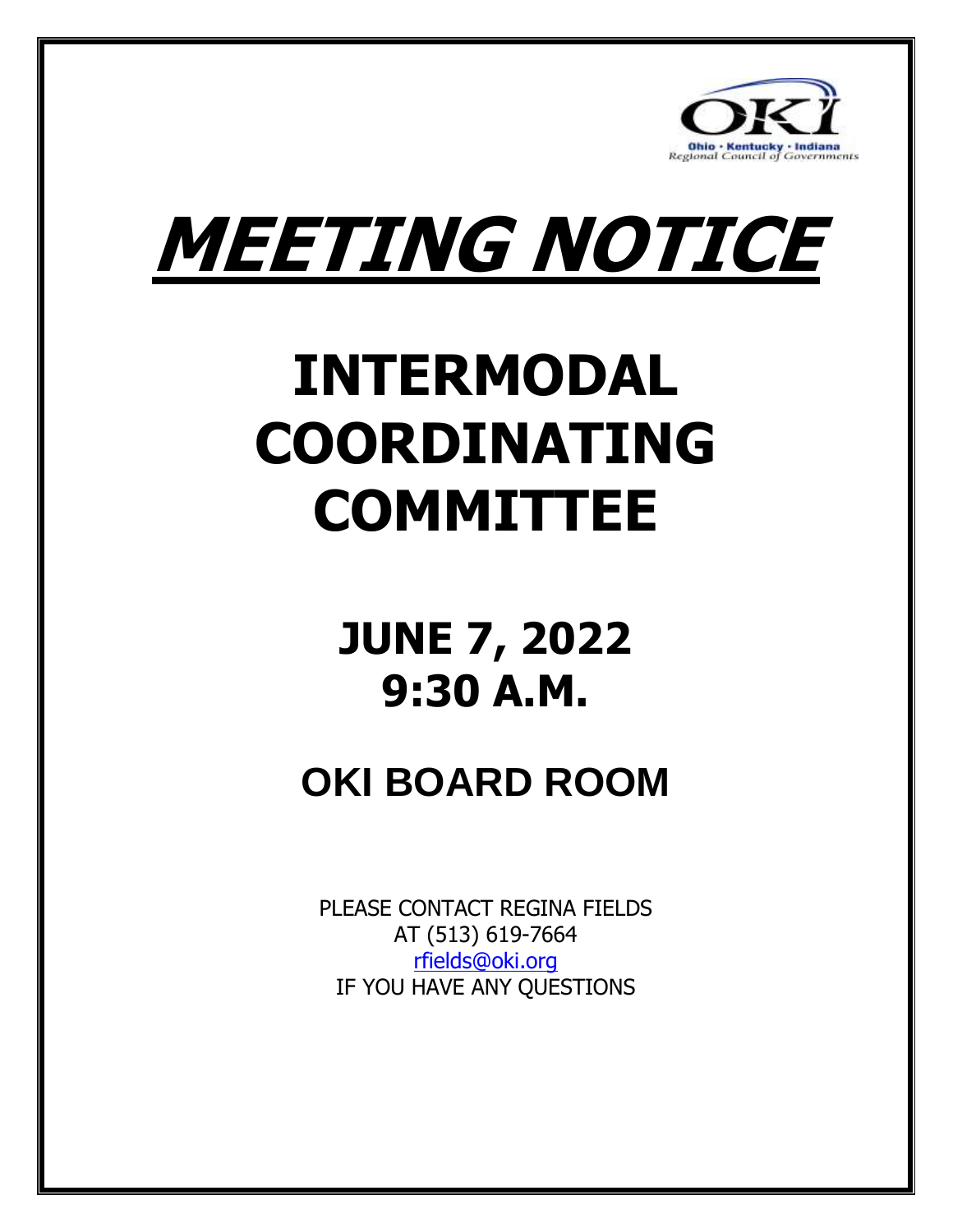Ohio • Kentucky • Indiana
Regional Council of Governments

# ***MEETING NOTICE***

# INTERMODAL COORDINATING COMMITTEE

## JUNE 7, 2022
## 9:30 A.M.

## OKI BOARD ROOM

PLEASE CONTACT REGINA FIELDS
AT (513) 619-7664
rfields@oki.org
IF YOU HAVE ANY QUESTIONS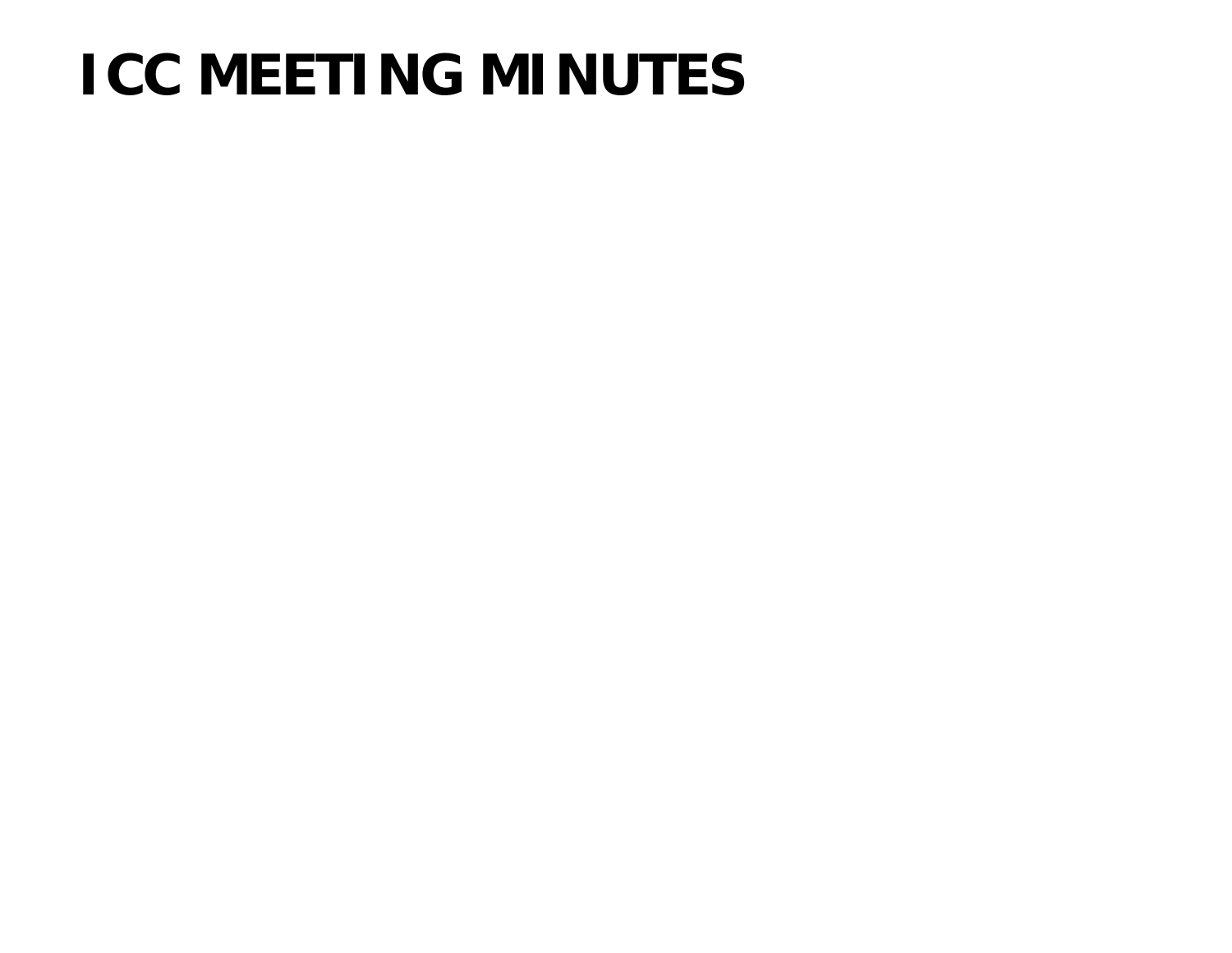# ICC MEETING MINUTES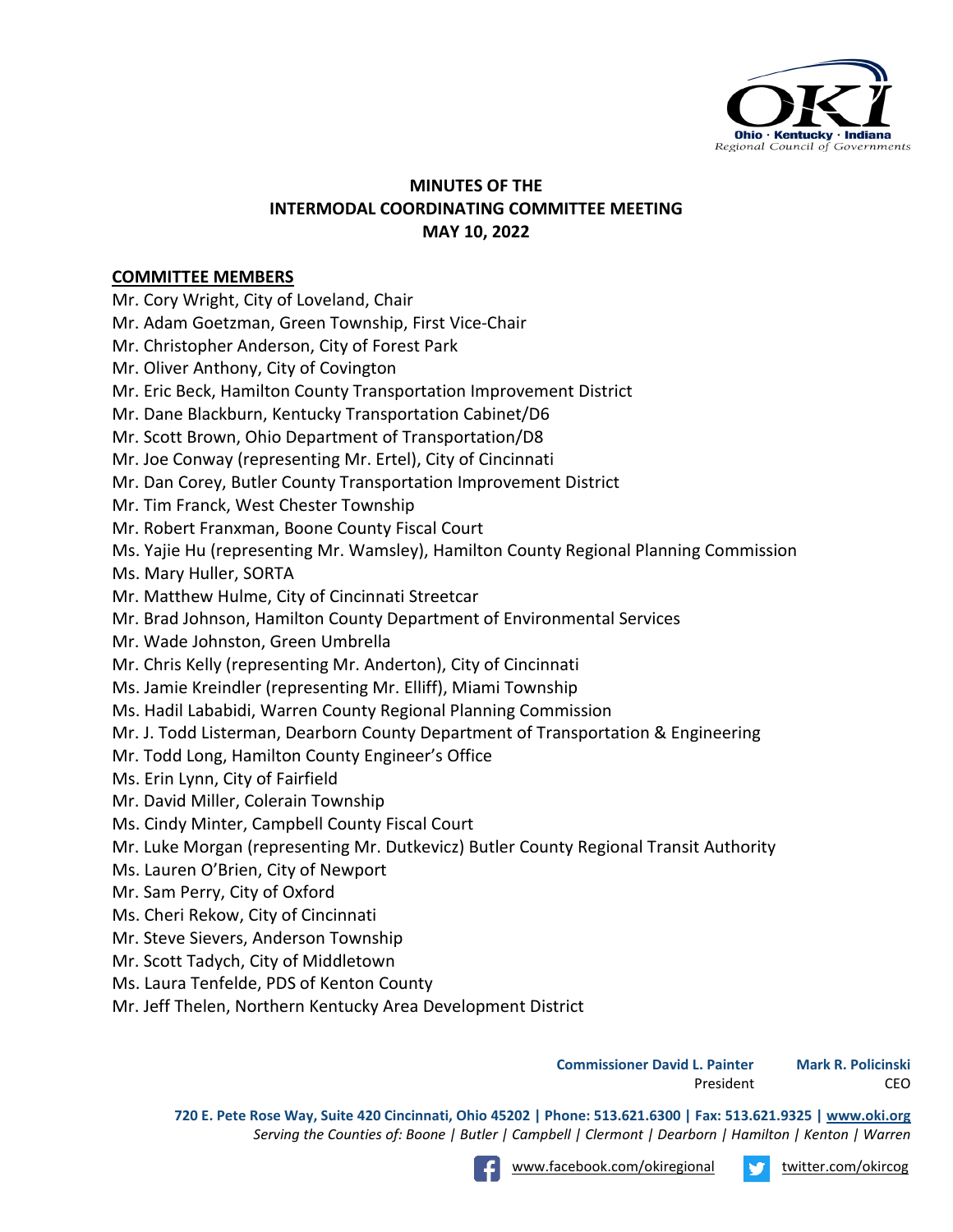# MINUTES OF THE INTERMODAL COORDINATING COMMITTEE MEETING MAY 10, 2022

## COMMITTEE MEMBERS

Mr. Cory Wright, City of Loveland, Chair
Mr. Adam Goetzman, Green Township, First Vice-Chair
Mr. Christopher Anderson, City of Forest Park
Mr. Oliver Anthony, City of Covington
Mr. Eric Beck, Hamilton County Transportation Improvement District
Mr. Dane Blackburn, Kentucky Transportation Cabinet/D6
Mr. Scott Brown, Ohio Department of Transportation/D8
Mr. Joe Conway (representing Mr. Ertel), City of Cincinnati
Mr. Dan Corey, Butler County Transportation Improvement District
Mr. Tim Franck, West Chester Township
Mr. Robert Franxman, Boone County Fiscal Court
Ms. Yajie Hu (representing Mr. Wamsley), Hamilton County Regional Planning Commission
Ms. Mary Huller, SORTA
Mr. Matthew Hulme, City of Cincinnati Streetcar
Mr. Brad Johnson, Hamilton County Department of Environmental Services
Mr. Wade Johnston, Green Umbrella
Mr. Chris Kelly (representing Mr. Anderton), City of Cincinnati
Ms. Jamie Kreindler (representing Mr. Elliff), Miami Township
Ms. Hadil Lababidi, Warren County Regional Planning Commission
Mr. J. Todd Listerman, Dearborn County Department of Transportation & Engineering
Mr. Todd Long, Hamilton County Engineer's Office
Ms. Erin Lynn, City of Fairfield
Mr. David Miller, Colerain Township
Ms. Cindy Minter, Campbell County Fiscal Court
Mr. Luke Morgan (representing Mr. Dutkevicz) Butler County Regional Transit Authority
Ms. Lauren O'Brien, City of Newport
Mr. Sam Perry, City of Oxford
Ms. Cheri Rekow, City of Cincinnati
Mr. Steve Sievers, Anderson Township
Mr. Scott Tadych, City of Middletown
Ms. Laura Tenfelde, PDS of Kenton County
Mr. Jeff Thelen, Northern Kentucky Area Development District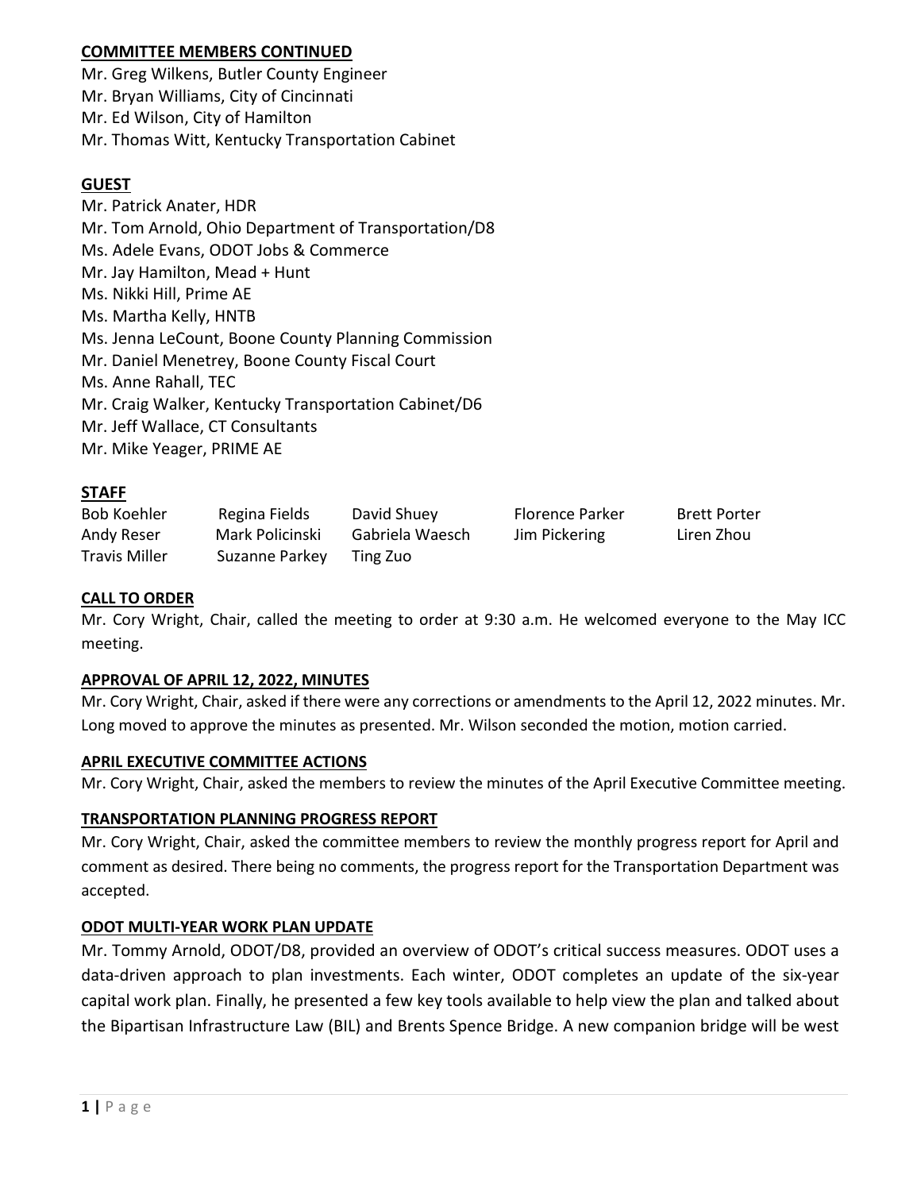## COMMITTEE MEMBERS CONTINUED

Mr. Greg Wilkens, Butler County Engineer
Mr. Bryan Williams, City of Cincinnati
Mr. Ed Wilson, City of Hamilton
Mr. Thomas Witt, Kentucky Transportation Cabinet

## GUEST

Mr. Patrick Anater, HDR
Mr. Tom Arnold, Ohio Department of Transportation/D8
Ms. Adele Evans, ODOT Jobs & Commerce
Mr. Jay Hamilton, Mead + Hunt
Ms. Nikki Hill, Prime AE
Ms. Martha Kelly, HNTB
Ms. Jenna LeCount, Boone County Planning Commission
Mr. Daniel Menetrey, Boone County Fiscal Court
Ms. Anne Rahall, TEC
Mr. Craig Walker, Kentucky Transportation Cabinet/D6
Mr. Jeff Wallace, CT Consultants
Mr. Mike Yeager, PRIME AE

## STAFF

| | | | | |
|---|---|---|---|---|
| Bob Koehler | Regina Fields | David Shuey | Florence Parker | Brett Porter |
| Andy Reser | Mark Policinski | Gabriela Waesch | Jim Pickering | Liren Zhou |
| Travis Miller | Suzanne Parkey | Ting Zuo | | |

## CALL TO ORDER

Mr. Cory Wright, Chair, called the meeting to order at 9:30 a.m. He welcomed everyone to the May ICC meeting.

## APPROVAL OF APRIL 12, 2022, MINUTES

Mr. Cory Wright, Chair, asked if there were any corrections or amendments to the April 12, 2022 minutes. Mr. Long moved to approve the minutes as presented. Mr. Wilson seconded the motion, motion carried.

## APRIL EXECUTIVE COMMITTEE ACTIONS

Mr. Cory Wright, Chair, asked the members to review the minutes of the April Executive Committee meeting.

## TRANSPORTATION PLANNING PROGRESS REPORT

Mr. Cory Wright, Chair, asked the committee members to review the monthly progress report for April and comment as desired. There being no comments, the progress report for the Transportation Department was accepted.

## ODOT MULTI-YEAR WORK PLAN UPDATE

Mr. Tommy Arnold, ODOT/D8, provided an overview of ODOT's critical success measures. ODOT uses a data-driven approach to plan investments. Each winter, ODOT completes an update of the six-year capital work plan. Finally, he presented a few key tools available to help view the plan and talked about the Bipartisan Infrastructure Law (BIL) and Brents Spence Bridge. A new companion bridge will be west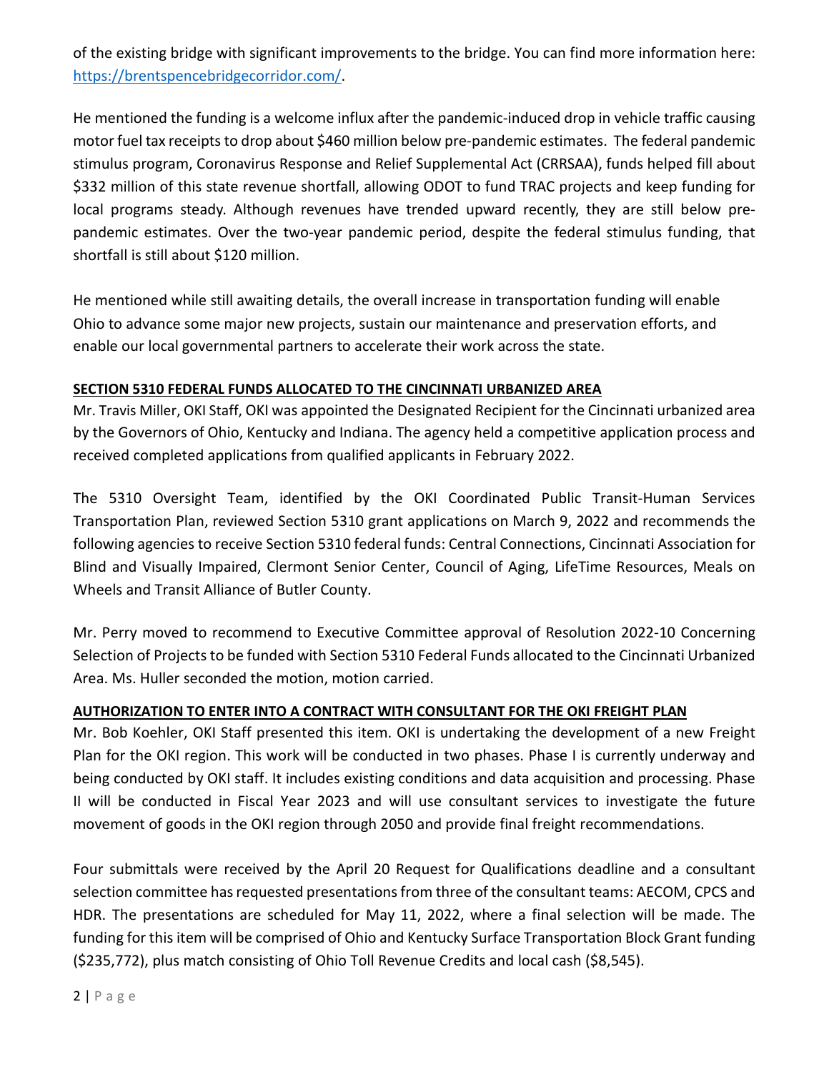of the existing bridge with significant improvements to the bridge. You can find more information here: [https://brentspencebridgecorridor.com/](https://brentspencebridgecorridor.com/).

He mentioned the funding is a welcome influx after the pandemic-induced drop in vehicle traffic causing motor fuel tax receipts to drop about $460 million below pre-pandemic estimates. The federal pandemic stimulus program, Coronavirus Response and Relief Supplemental Act (CRRSAA), funds helped fill about $332 million of this state revenue shortfall, allowing ODOT to fund TRAC projects and keep funding for local programs steady. Although revenues have trended upward recently, they are still below pre-pandemic estimates. Over the two-year pandemic period, despite the federal stimulus funding, that shortfall is still about $120 million.

He mentioned while still awaiting details, the overall increase in transportation funding will enable Ohio to advance some major new projects, sustain our maintenance and preservation efforts, and enable our local governmental partners to accelerate their work across the state.

**SECTION 5310 FEDERAL FUNDS ALLOCATED TO THE CINCINNATI URBANIZED AREA**

Mr. Travis Miller, OKI Staff, OKI was appointed the Designated Recipient for the Cincinnati urbanized area by the Governors of Ohio, Kentucky and Indiana. The agency held a competitive application process and received completed applications from qualified applicants in February 2022.

The 5310 Oversight Team, identified by the OKI Coordinated Public Transit-Human Services Transportation Plan, reviewed Section 5310 grant applications on March 9, 2022 and recommends the following agencies to receive Section 5310 federal funds: Central Connections, Cincinnati Association for Blind and Visually Impaired, Clermont Senior Center, Council of Aging, LifeTime Resources, Meals on Wheels and Transit Alliance of Butler County.

Mr. Perry moved to recommend to Executive Committee approval of Resolution 2022-10 Concerning Selection of Projects to be funded with Section 5310 Federal Funds allocated to the Cincinnati Urbanized Area. Ms. Huller seconded the motion, motion carried.

**AUTHORIZATION TO ENTER INTO A CONTRACT WITH CONSULTANT FOR THE OKI FREIGHT PLAN**

Mr. Bob Koehler, OKI Staff presented this item. OKI is undertaking the development of a new Freight Plan for the OKI region. This work will be conducted in two phases. Phase I is currently underway and being conducted by OKI staff. It includes existing conditions and data acquisition and processing. Phase II will be conducted in Fiscal Year 2023 and will use consultant services to investigate the future movement of goods in the OKI region through 2050 and provide final freight recommendations.

Four submittals were received by the April 20 Request for Qualifications deadline and a consultant selection committee has requested presentations from three of the consultant teams: AECOM, CPCS and HDR. The presentations are scheduled for May 11, 2022, where a final selection will be made. The funding for this item will be comprised of Ohio and Kentucky Surface Transportation Block Grant funding ($235,772), plus match consisting of Ohio Toll Revenue Credits and local cash ($8,545).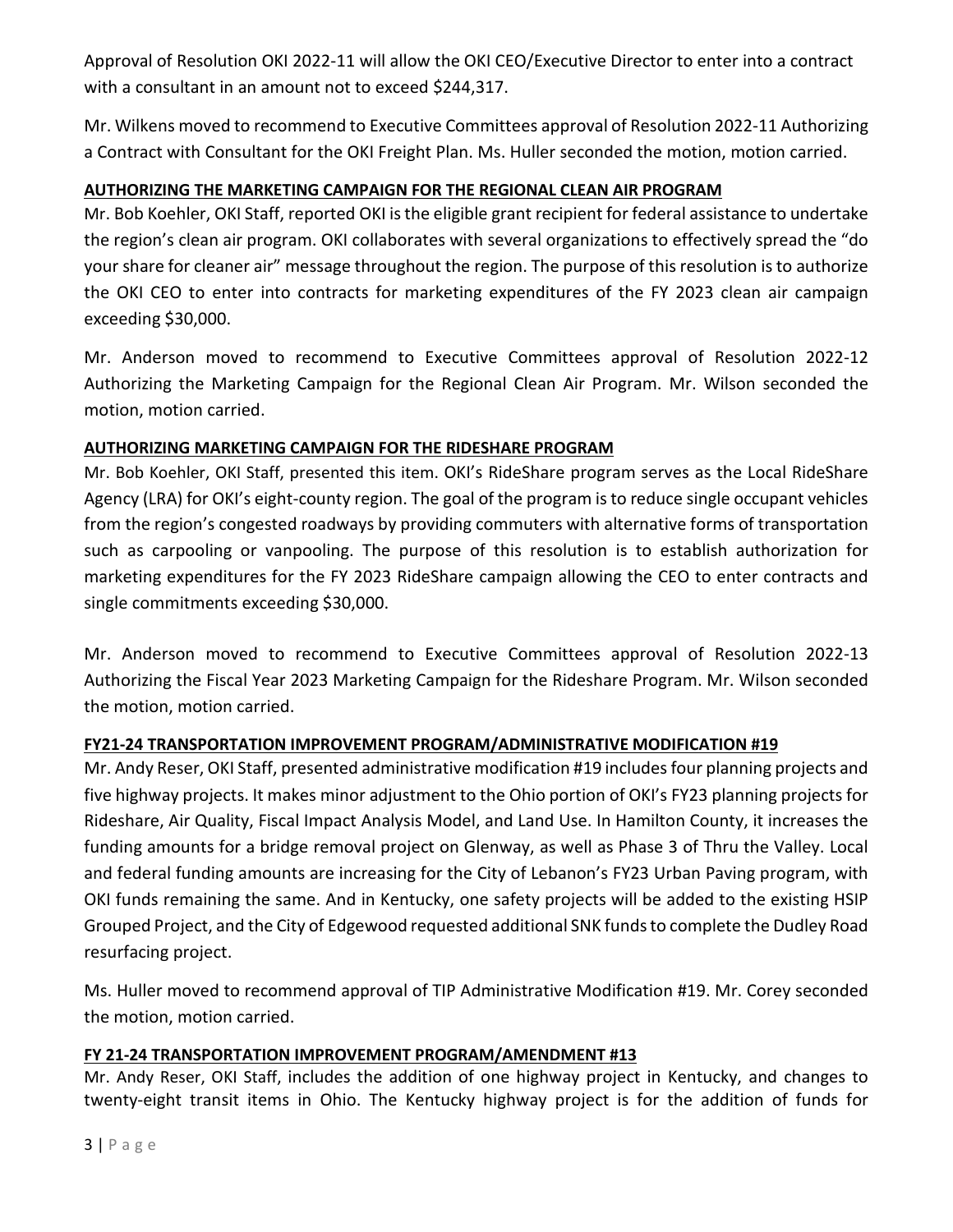Approval of Resolution OKI 2022-11 will allow the OKI CEO/Executive Director to enter into a contract with a consultant in an amount not to exceed $244,317.

Mr. Wilkens moved to recommend to Executive Committees approval of Resolution 2022-11 Authorizing a Contract with Consultant for the OKI Freight Plan. Ms. Huller seconded the motion, motion carried.

**AUTHORIZING THE MARKETING CAMPAIGN FOR THE REGIONAL CLEAN AIR PROGRAM**

Mr. Bob Koehler, OKI Staff, reported OKI is the eligible grant recipient for federal assistance to undertake the region's clean air program. OKI collaborates with several organizations to effectively spread the "do your share for cleaner air" message throughout the region. The purpose of this resolution is to authorize the OKI CEO to enter into contracts for marketing expenditures of the FY 2023 clean air campaign exceeding $30,000.

Mr. Anderson moved to recommend to Executive Committees approval of Resolution 2022-12 Authorizing the Marketing Campaign for the Regional Clean Air Program. Mr. Wilson seconded the motion, motion carried.

**AUTHORIZING MARKETING CAMPAIGN FOR THE RIDESHARE PROGRAM**

Mr. Bob Koehler, OKI Staff, presented this item. OKI's RideShare program serves as the Local RideShare Agency (LRA) for OKI's eight-county region. The goal of the program is to reduce single occupant vehicles from the region's congested roadways by providing commuters with alternative forms of transportation such as carpooling or vanpooling. The purpose of this resolution is to establish authorization for marketing expenditures for the FY 2023 RideShare campaign allowing the CEO to enter contracts and single commitments exceeding $30,000.

Mr. Anderson moved to recommend to Executive Committees approval of Resolution 2022-13 Authorizing the Fiscal Year 2023 Marketing Campaign for the Rideshare Program. Mr. Wilson seconded the motion, motion carried.

**FY21-24 TRANSPORTATION IMPROVEMENT PROGRAM/ADMINISTRATIVE MODIFICATION #19**

Mr. Andy Reser, OKI Staff, presented administrative modification #19 includes four planning projects and five highway projects. It makes minor adjustment to the Ohio portion of OKI's FY23 planning projects for Rideshare, Air Quality, Fiscal Impact Analysis Model, and Land Use. In Hamilton County, it increases the funding amounts for a bridge removal project on Glenway, as well as Phase 3 of Thru the Valley. Local and federal funding amounts are increasing for the City of Lebanon's FY23 Urban Paving program, with OKI funds remaining the same. And in Kentucky, one safety projects will be added to the existing HSIP Grouped Project, and the City of Edgewood requested additional SNK funds to complete the Dudley Road resurfacing project.

Ms. Huller moved to recommend approval of TIP Administrative Modification #19. Mr. Corey seconded the motion, motion carried.

**FY 21-24 TRANSPORTATION IMPROVEMENT PROGRAM/AMENDMENT #13**

Mr. Andy Reser, OKI Staff, includes the addition of one highway project in Kentucky, and changes to twenty-eight transit items in Ohio. The Kentucky highway project is for the addition of funds for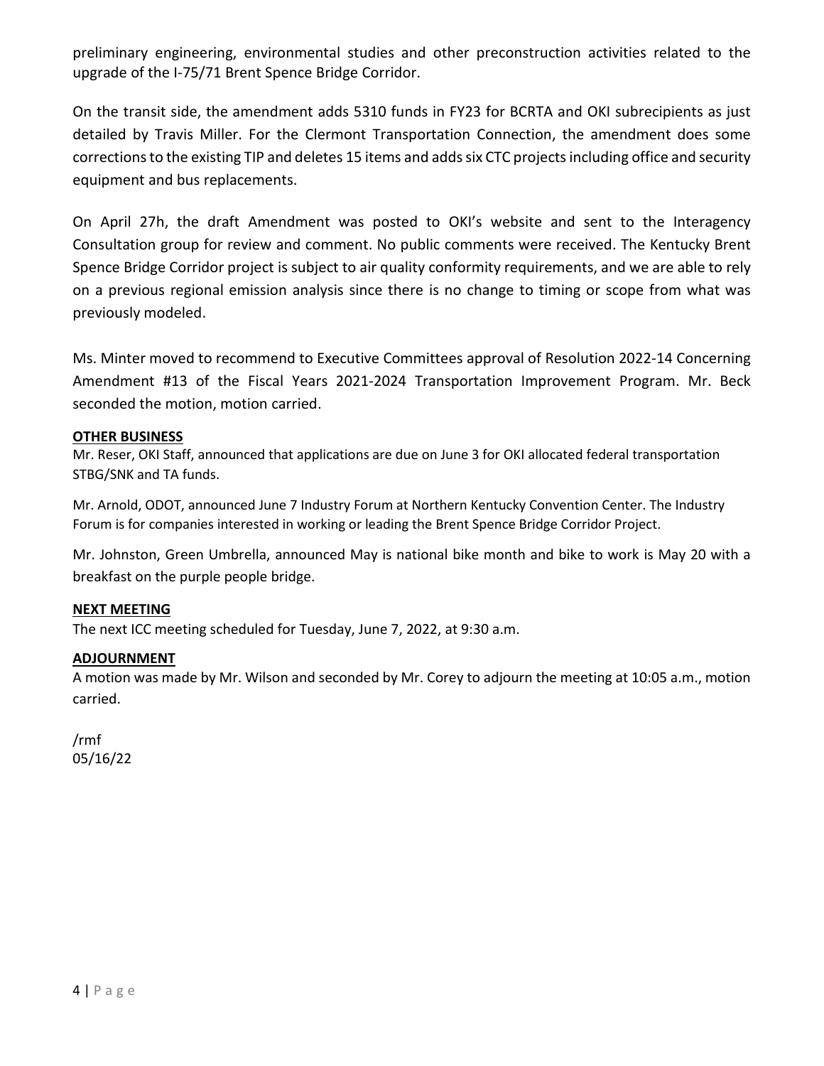preliminary engineering, environmental studies and other preconstruction activities related to the upgrade of the I-75/71 Brent Spence Bridge Corridor.

On the transit side, the amendment adds 5310 funds in FY23 for BCRTA and OKI subrecipients as just detailed by Travis Miller. For the Clermont Transportation Connection, the amendment does some corrections to the existing TIP and deletes 15 items and adds six CTC projects including office and security equipment and bus replacements.

On April 27h, the draft Amendment was posted to OKI's website and sent to the Interagency Consultation group for review and comment. No public comments were received. The Kentucky Brent Spence Bridge Corridor project is subject to air quality conformity requirements, and we are able to rely on a previous regional emission analysis since there is no change to timing or scope from what was previously modeled.

Ms. Minter moved to recommend to Executive Committees approval of Resolution 2022-14 Concerning Amendment #13 of the Fiscal Years 2021-2024 Transportation Improvement Program. Mr. Beck seconded the motion, motion carried.

**OTHER BUSINESS**

Mr. Reser, OKI Staff, announced that applications are due on June 3 for OKI allocated federal transportation STBG/SNK and TA funds.

Mr. Arnold, ODOT, announced June 7 Industry Forum at Northern Kentucky Convention Center. The Industry Forum is for companies interested in working or leading the Brent Spence Bridge Corridor Project.

Mr. Johnston, Green Umbrella, announced May is national bike month and bike to work is May 20 with a breakfast on the purple people bridge.

**NEXT MEETING**

The next ICC meeting scheduled for Tuesday, June 7, 2022, at 9:30 a.m.

**ADJOURNMENT**

A motion was made by Mr. Wilson and seconded by Mr. Corey to adjourn the meeting at 10:05 a.m., motion carried.

/rmf
05/16/22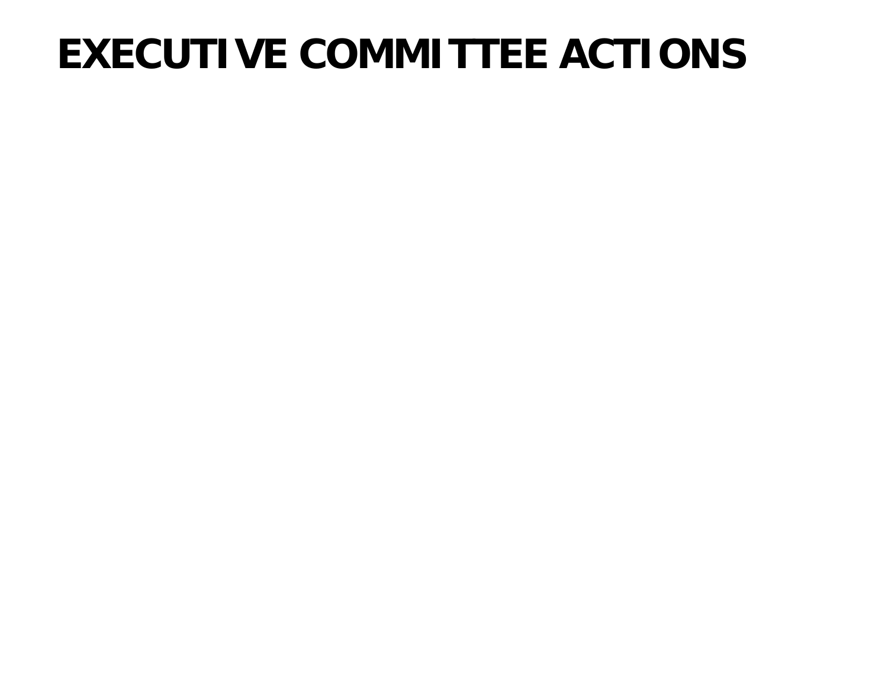# EXECUTIVE COMMITTEE ACTIONS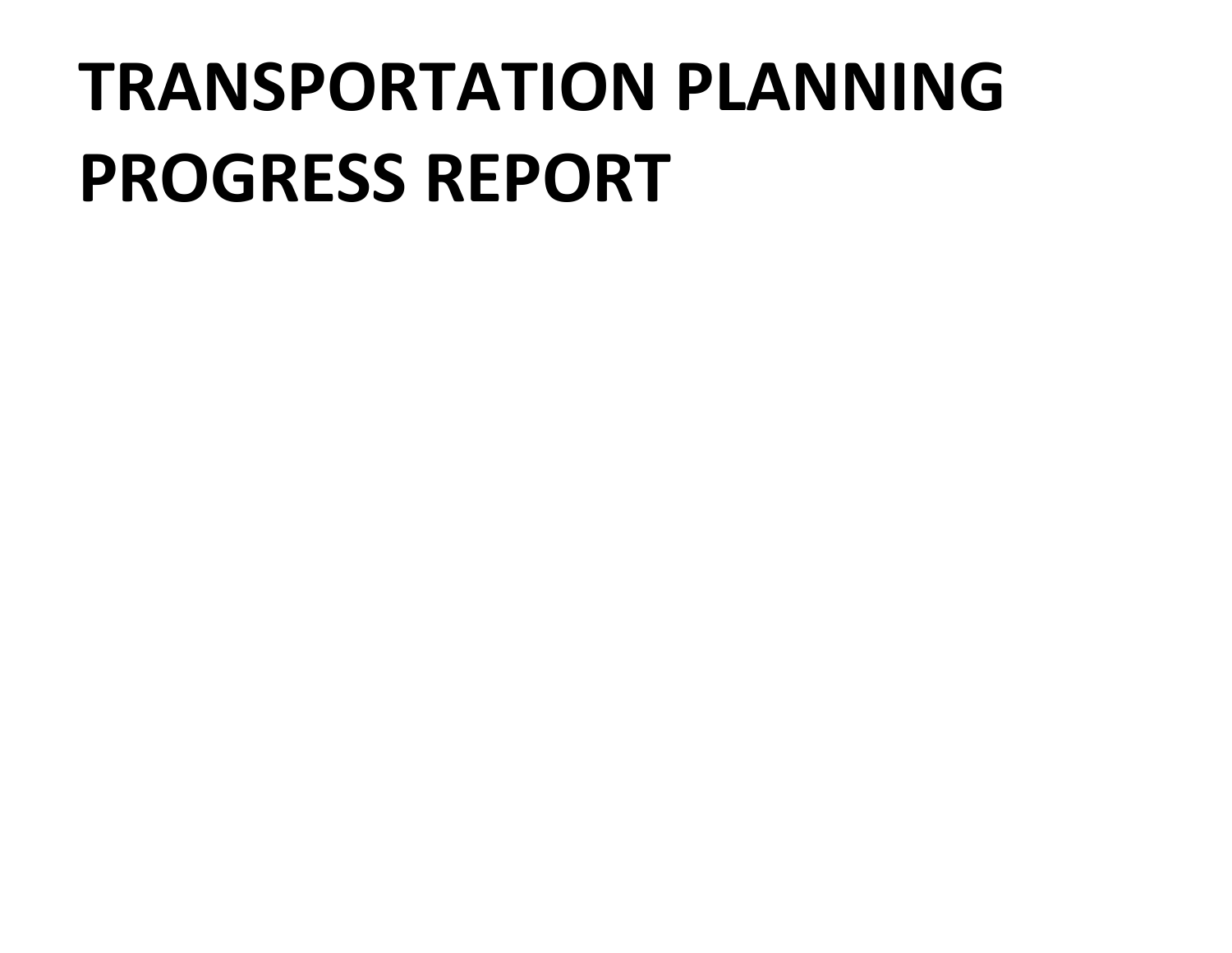# TRANSPORTATION PLANNING PROGRESS REPORT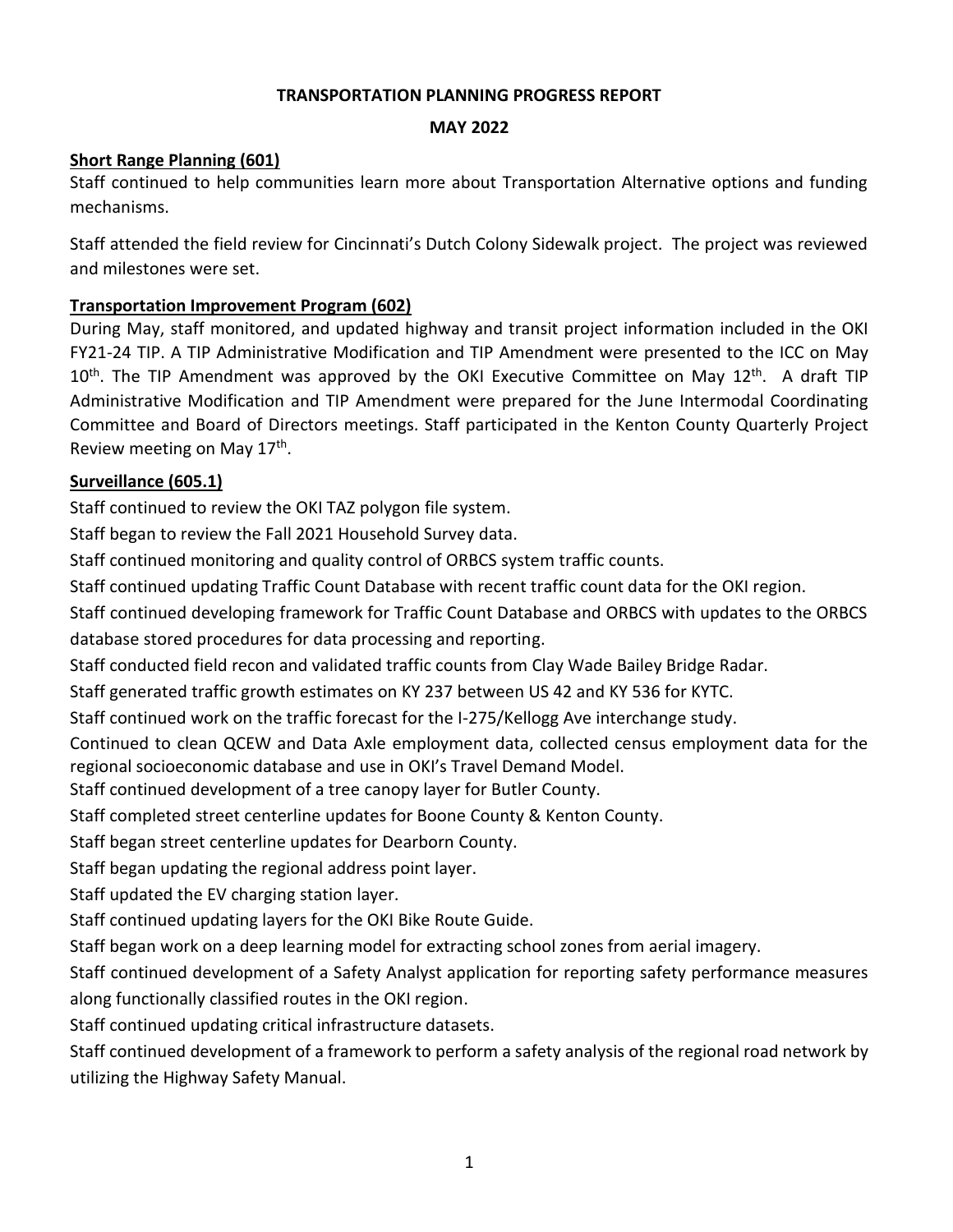**TRANSPORTATION PLANNING PROGRESS REPORT**

**MAY 2022**

**Short Range Planning (601)**

Staff continued to help communities learn more about Transportation Alternative options and funding mechanisms.

Staff attended the field review for Cincinnati's Dutch Colony Sidewalk project. The project was reviewed and milestones were set.

**Transportation Improvement Program (602)**

During May, staff monitored, and updated highway and transit project information included in the OKI FY21-24 TIP. A TIP Administrative Modification and TIP Amendment were presented to the ICC on May 10th. The TIP Amendment was approved by the OKI Executive Committee on May 12th. A draft TIP Administrative Modification and TIP Amendment were prepared for the June Intermodal Coordinating Committee and Board of Directors meetings. Staff participated in the Kenton County Quarterly Project Review meeting on May 17th.

**Surveillance (605.1)**

Staff continued to review the OKI TAZ polygon file system.

Staff began to review the Fall 2021 Household Survey data.

Staff continued monitoring and quality control of ORBCS system traffic counts.

Staff continued updating Traffic Count Database with recent traffic count data for the OKI region.

Staff continued developing framework for Traffic Count Database and ORBCS with updates to the ORBCS database stored procedures for data processing and reporting.

Staff conducted field recon and validated traffic counts from Clay Wade Bailey Bridge Radar.

Staff generated traffic growth estimates on KY 237 between US 42 and KY 536 for KYTC.

Staff continued work on the traffic forecast for the I-275/Kellogg Ave interchange study.

Continued to clean QCEW and Data Axle employment data, collected census employment data for the regional socioeconomic database and use in OKI's Travel Demand Model.

Staff continued development of a tree canopy layer for Butler County.

Staff completed street centerline updates for Boone County & Kenton County.

Staff began street centerline updates for Dearborn County.

Staff began updating the regional address point layer.

Staff updated the EV charging station layer.

Staff continued updating layers for the OKI Bike Route Guide.

Staff began work on a deep learning model for extracting school zones from aerial imagery.

Staff continued development of a Safety Analyst application for reporting safety performance measures along functionally classified routes in the OKI region.

Staff continued updating critical infrastructure datasets.

Staff continued development of a framework to perform a safety analysis of the regional road network by utilizing the Highway Safety Manual.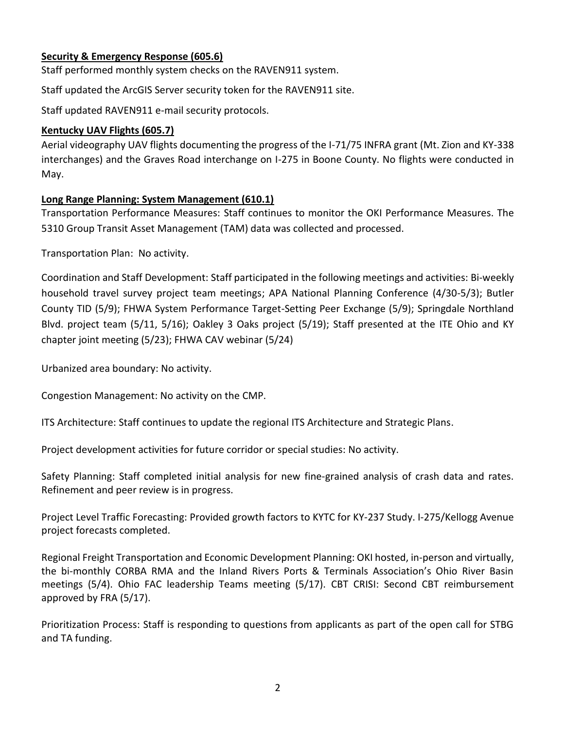**Security & Emergency Response (605.6)**

Staff performed monthly system checks on the RAVEN911 system.

Staff updated the ArcGIS Server security token for the RAVEN911 site.

Staff updated RAVEN911 e-mail security protocols.

**Kentucky UAV Flights (605.7)**

Aerial videography UAV flights documenting the progress of the I-71/75 INFRA grant (Mt. Zion and KY-338 interchanges) and the Graves Road interchange on I-275 in Boone County. No flights were conducted in May.

**Long Range Planning: System Management (610.1)**

Transportation Performance Measures: Staff continues to monitor the OKI Performance Measures. The 5310 Group Transit Asset Management (TAM) data was collected and processed.

Transportation Plan: No activity.

Coordination and Staff Development: Staff participated in the following meetings and activities: Bi-weekly household travel survey project team meetings; APA National Planning Conference (4/30-5/3); Butler County TID (5/9); FHWA System Performance Target-Setting Peer Exchange (5/9); Springdale Northland Blvd. project team (5/11, 5/16); Oakley 3 Oaks project (5/19); Staff presented at the ITE Ohio and KY chapter joint meeting (5/23); FHWA CAV webinar (5/24)

Urbanized area boundary: No activity.

Congestion Management: No activity on the CMP.

ITS Architecture: Staff continues to update the regional ITS Architecture and Strategic Plans.

Project development activities for future corridor or special studies: No activity.

Safety Planning: Staff completed initial analysis for new fine-grained analysis of crash data and rates. Refinement and peer review is in progress.

Project Level Traffic Forecasting: Provided growth factors to KYTC for KY-237 Study. I-275/Kellogg Avenue project forecasts completed.

Regional Freight Transportation and Economic Development Planning: OKI hosted, in-person and virtually, the bi-monthly CORBA RMA and the Inland Rivers Ports & Terminals Association's Ohio River Basin meetings (5/4). Ohio FAC leadership Teams meeting (5/17). CBT CRISI: Second CBT reimbursement approved by FRA (5/17).

Prioritization Process: Staff is responding to questions from applicants as part of the open call for STBG and TA funding.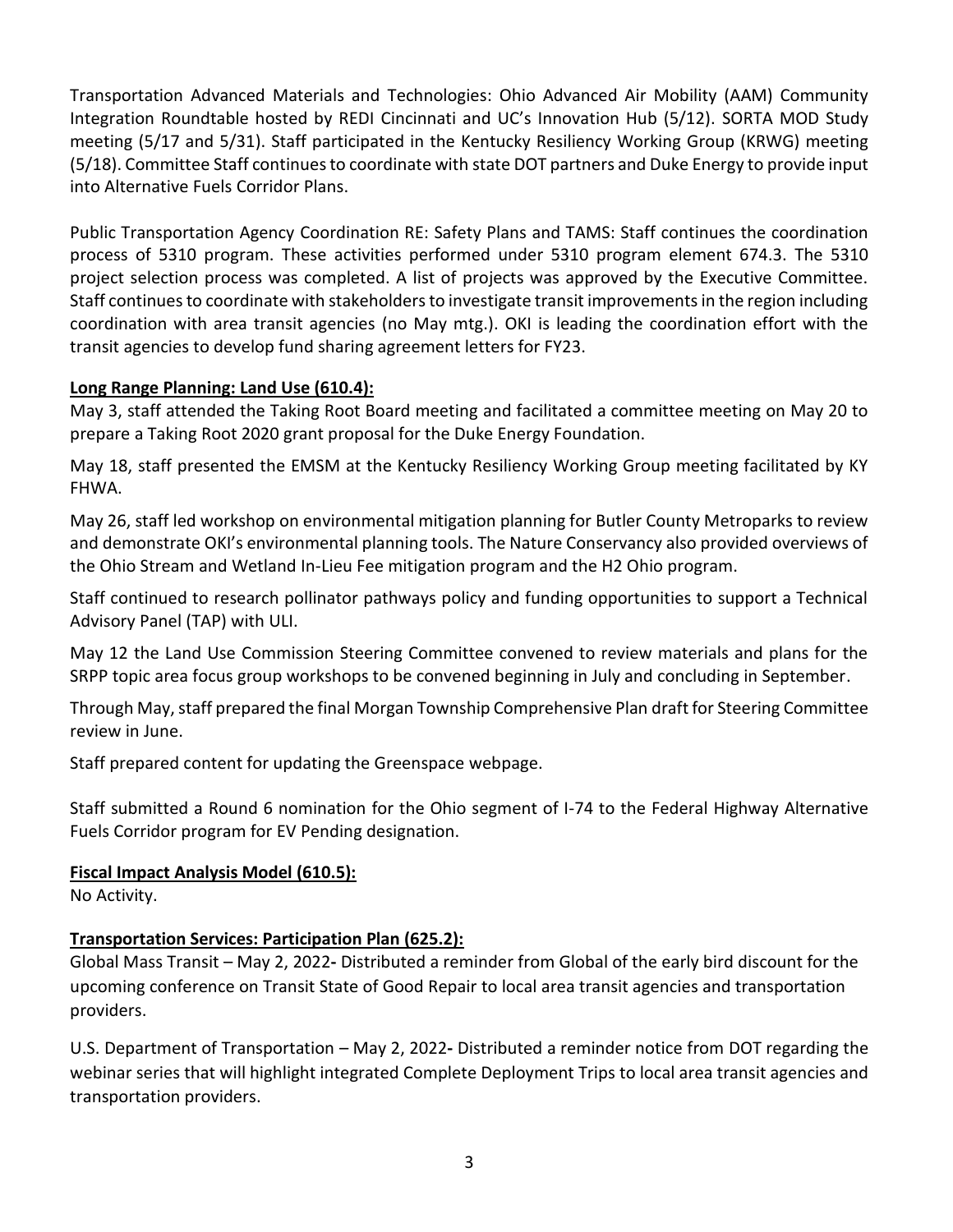Transportation Advanced Materials and Technologies: Ohio Advanced Air Mobility (AAM) Community Integration Roundtable hosted by REDI Cincinnati and UC's Innovation Hub (5/12). SORTA MOD Study meeting (5/17 and 5/31). Staff participated in the Kentucky Resiliency Working Group (KRWG) meeting (5/18). Committee Staff continues to coordinate with state DOT partners and Duke Energy to provide input into Alternative Fuels Corridor Plans.

Public Transportation Agency Coordination RE: Safety Plans and TAMS: Staff continues the coordination process of 5310 program. These activities performed under 5310 program element 674.3. The 5310 project selection process was completed. A list of projects was approved by the Executive Committee. Staff continues to coordinate with stakeholders to investigate transit improvements in the region including coordination with area transit agencies (no May mtg.). OKI is leading the coordination effort with the transit agencies to develop fund sharing agreement letters for FY23.

**Long Range Planning: Land Use (610.4):**

May 3, staff attended the Taking Root Board meeting and facilitated a committee meeting on May 20 to prepare a Taking Root 2020 grant proposal for the Duke Energy Foundation.

May 18, staff presented the EMSM at the Kentucky Resiliency Working Group meeting facilitated by KY FHWA.

May 26, staff led workshop on environmental mitigation planning for Butler County Metroparks to review and demonstrate OKI's environmental planning tools. The Nature Conservancy also provided overviews of the Ohio Stream and Wetland In-Lieu Fee mitigation program and the H2 Ohio program.

Staff continued to research pollinator pathways policy and funding opportunities to support a Technical Advisory Panel (TAP) with ULI.

May 12 the Land Use Commission Steering Committee convened to review materials and plans for the SRPP topic area focus group workshops to be convened beginning in July and concluding in September.

Through May, staff prepared the final Morgan Township Comprehensive Plan draft for Steering Committee review in June.

Staff prepared content for updating the Greenspace webpage.

Staff submitted a Round 6 nomination for the Ohio segment of I-74 to the Federal Highway Alternative Fuels Corridor program for EV Pending designation.

**Fiscal Impact Analysis Model (610.5):**

No Activity.

**Transportation Services: Participation Plan (625.2):**

Global Mass Transit – May 2, 2022**-** Distributed a reminder from Global of the early bird discount for the upcoming conference on Transit State of Good Repair to local area transit agencies and transportation providers.

U.S. Department of Transportation – May 2, 2022**-** Distributed a reminder notice from DOT regarding the webinar series that will highlight integrated Complete Deployment Trips to local area transit agencies and transportation providers.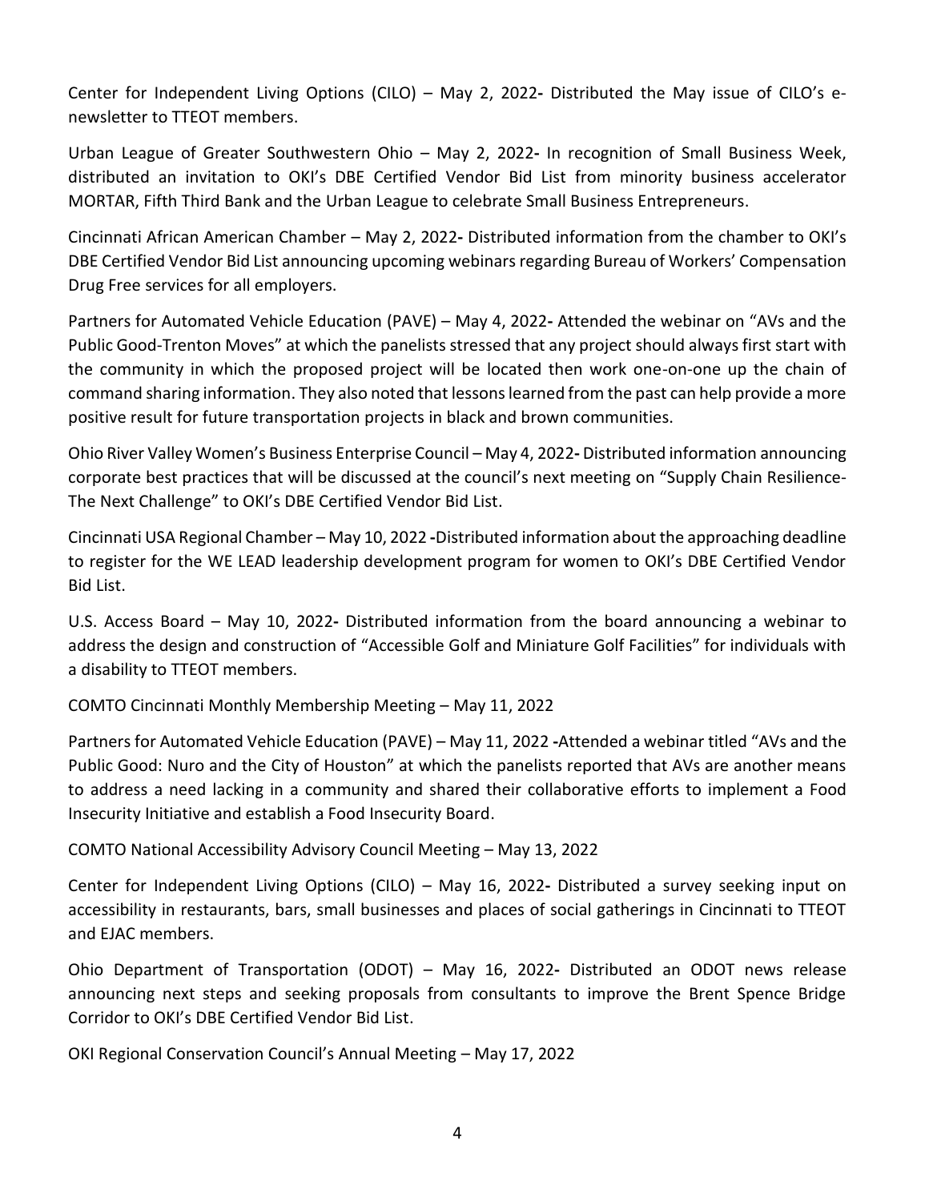Center for Independent Living Options (CILO) – May 2, 2022**-** Distributed the May issue of CILO's e-newsletter to TTEOT members.

Urban League of Greater Southwestern Ohio – May 2, 2022**-** In recognition of Small Business Week, distributed an invitation to OKI's DBE Certified Vendor Bid List from minority business accelerator MORTAR, Fifth Third Bank and the Urban League to celebrate Small Business Entrepreneurs.

Cincinnati African American Chamber – May 2, 2022**-** Distributed information from the chamber to OKI's DBE Certified Vendor Bid List announcing upcoming webinars regarding Bureau of Workers' Compensation Drug Free services for all employers.

Partners for Automated Vehicle Education (PAVE) – May 4, 2022**-** Attended the webinar on "AVs and the Public Good-Trenton Moves" at which the panelists stressed that any project should always first start with the community in which the proposed project will be located then work one-on-one up the chain of command sharing information. They also noted that lessons learned from the past can help provide a more positive result for future transportation projects in black and brown communities.

Ohio River Valley Women's Business Enterprise Council – May 4, 2022**-** Distributed information announcing corporate best practices that will be discussed at the council's next meeting on "Supply Chain Resilience-The Next Challenge" to OKI's DBE Certified Vendor Bid List.

Cincinnati USA Regional Chamber – May 10, 2022 **-**Distributed information about the approaching deadline to register for the WE LEAD leadership development program for women to OKI's DBE Certified Vendor Bid List.

U.S. Access Board – May 10, 2022**-** Distributed information from the board announcing a webinar to address the design and construction of "Accessible Golf and Miniature Golf Facilities" for individuals with a disability to TTEOT members.

COMTO Cincinnati Monthly Membership Meeting – May 11, 2022

Partners for Automated Vehicle Education (PAVE) – May 11, 2022 **-**Attended a webinar titled "AVs and the Public Good: Nuro and the City of Houston" at which the panelists reported that AVs are another means to address a need lacking in a community and shared their collaborative efforts to implement a Food Insecurity Initiative and establish a Food Insecurity Board.

COMTO National Accessibility Advisory Council Meeting – May 13, 2022

Center for Independent Living Options (CILO) – May 16, 2022**-** Distributed a survey seeking input on accessibility in restaurants, bars, small businesses and places of social gatherings in Cincinnati to TTEOT and EJAC members.

Ohio Department of Transportation (ODOT) – May 16, 2022**-** Distributed an ODOT news release announcing next steps and seeking proposals from consultants to improve the Brent Spence Bridge Corridor to OKI's DBE Certified Vendor Bid List.

OKI Regional Conservation Council's Annual Meeting – May 17, 2022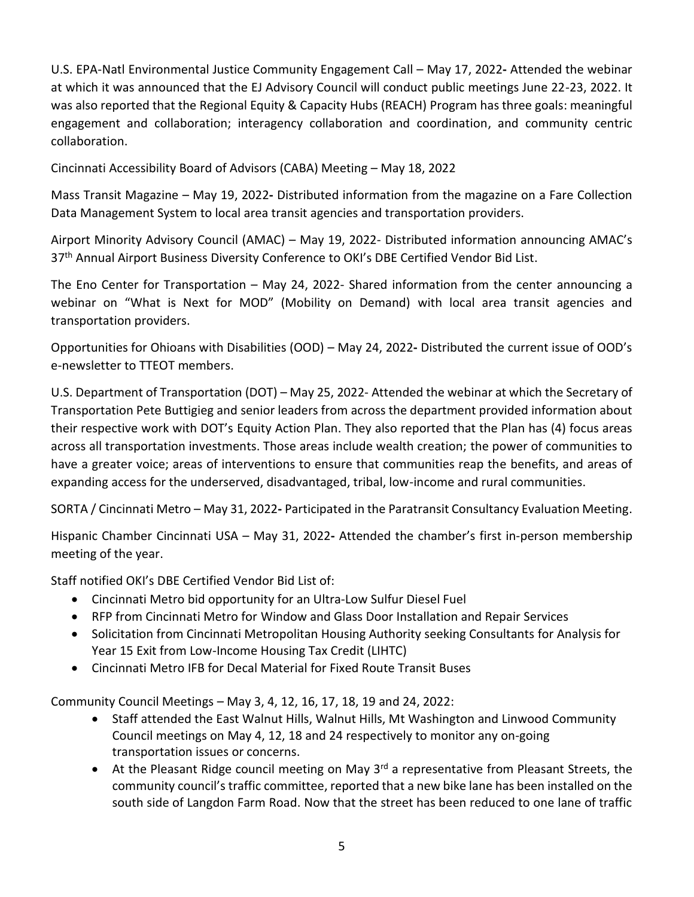U.S. EPA-Natl Environmental Justice Community Engagement Call – May 17, 2022**-** Attended the webinar at which it was announced that the EJ Advisory Council will conduct public meetings June 22-23, 2022. It was also reported that the Regional Equity & Capacity Hubs (REACH) Program has three goals: meaningful engagement and collaboration; interagency collaboration and coordination, and community centric collaboration.

Cincinnati Accessibility Board of Advisors (CABA) Meeting – May 18, 2022

Mass Transit Magazine – May 19, 2022**-** Distributed information from the magazine on a Fare Collection Data Management System to local area transit agencies and transportation providers.

Airport Minority Advisory Council (AMAC) – May 19, 2022- Distributed information announcing AMAC's 37th Annual Airport Business Diversity Conference to OKI's DBE Certified Vendor Bid List.

The Eno Center for Transportation – May 24, 2022- Shared information from the center announcing a webinar on "What is Next for MOD" (Mobility on Demand) with local area transit agencies and transportation providers.

Opportunities for Ohioans with Disabilities (OOD) – May 24, 2022**-** Distributed the current issue of OOD's e-newsletter to TTEOT members.

U.S. Department of Transportation (DOT) – May 25, 2022- Attended the webinar at which the Secretary of Transportation Pete Buttigieg and senior leaders from across the department provided information about their respective work with DOT's Equity Action Plan. They also reported that the Plan has (4) focus areas across all transportation investments. Those areas include wealth creation; the power of communities to have a greater voice; areas of interventions to ensure that communities reap the benefits, and areas of expanding access for the underserved, disadvantaged, tribal, low-income and rural communities.

SORTA / Cincinnati Metro – May 31, 2022**-** Participated in the Paratransit Consultancy Evaluation Meeting.

Hispanic Chamber Cincinnati USA – May 31, 2022**-** Attended the chamber's first in-person membership meeting of the year.

Staff notified OKI's DBE Certified Vendor Bid List of:

- Cincinnati Metro bid opportunity for an Ultra-Low Sulfur Diesel Fuel
- RFP from Cincinnati Metro for Window and Glass Door Installation and Repair Services
- Solicitation from Cincinnati Metropolitan Housing Authority seeking Consultants for Analysis for Year 15 Exit from Low-Income Housing Tax Credit (LIHTC)
- Cincinnati Metro IFB for Decal Material for Fixed Route Transit Buses

Community Council Meetings – May 3, 4, 12, 16, 17, 18, 19 and 24, 2022:

- Staff attended the East Walnut Hills, Walnut Hills, Mt Washington and Linwood Community Council meetings on May 4, 12, 18 and 24 respectively to monitor any on-going transportation issues or concerns.
- At the Pleasant Ridge council meeting on May 3rd a representative from Pleasant Streets, the community council's traffic committee, reported that a new bike lane has been installed on the south side of Langdon Farm Road. Now that the street has been reduced to one lane of traffic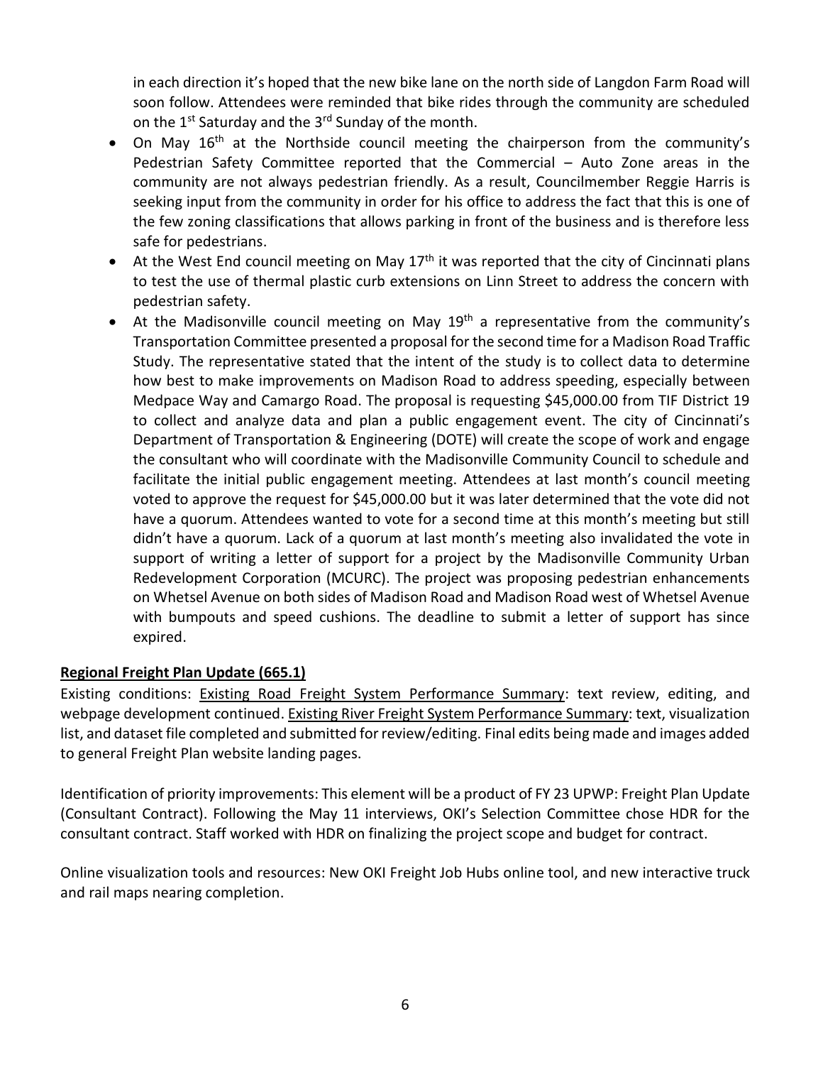in each direction it's hoped that the new bike lane on the north side of Langdon Farm Road will soon follow. Attendees were reminded that bike rides through the community are scheduled on the 1st Saturday and the 3rd Sunday of the month.

- On May 16th at the Northside council meeting the chairperson from the community's Pedestrian Safety Committee reported that the Commercial – Auto Zone areas in the community are not always pedestrian friendly. As a result, Councilmember Reggie Harris is seeking input from the community in order for his office to address the fact that this is one of the few zoning classifications that allows parking in front of the business and is therefore less safe for pedestrians.
- At the West End council meeting on May 17th it was reported that the city of Cincinnati plans to test the use of thermal plastic curb extensions on Linn Street to address the concern with pedestrian safety.
- At the Madisonville council meeting on May 19th a representative from the community's Transportation Committee presented a proposal for the second time for a Madison Road Traffic Study. The representative stated that the intent of the study is to collect data to determine how best to make improvements on Madison Road to address speeding, especially between Medpace Way and Camargo Road. The proposal is requesting $45,000.00 from TIF District 19 to collect and analyze data and plan a public engagement event. The city of Cincinnati's Department of Transportation & Engineering (DOTE) will create the scope of work and engage the consultant who will coordinate with the Madisonville Community Council to schedule and facilitate the initial public engagement meeting. Attendees at last month's council meeting voted to approve the request for $45,000.00 but it was later determined that the vote did not have a quorum. Attendees wanted to vote for a second time at this month's meeting but still didn't have a quorum. Lack of a quorum at last month's meeting also invalidated the vote in support of writing a letter of support for a project by the Madisonville Community Urban Redevelopment Corporation (MCURC). The project was proposing pedestrian enhancements on Whetsel Avenue on both sides of Madison Road and Madison Road west of Whetsel Avenue with bumpouts and speed cushions. The deadline to submit a letter of support has since expired.

**Regional Freight Plan Update (665.1)**

Existing conditions: Existing Road Freight System Performance Summary: text review, editing, and webpage development continued. Existing River Freight System Performance Summary: text, visualization list, and dataset file completed and submitted for review/editing. Final edits being made and images added to general Freight Plan website landing pages.

Identification of priority improvements: This element will be a product of FY 23 UPWP: Freight Plan Update (Consultant Contract). Following the May 11 interviews, OKI's Selection Committee chose HDR for the consultant contract. Staff worked with HDR on finalizing the project scope and budget for contract.

Online visualization tools and resources: New OKI Freight Job Hubs online tool, and new interactive truck and rail maps nearing completion.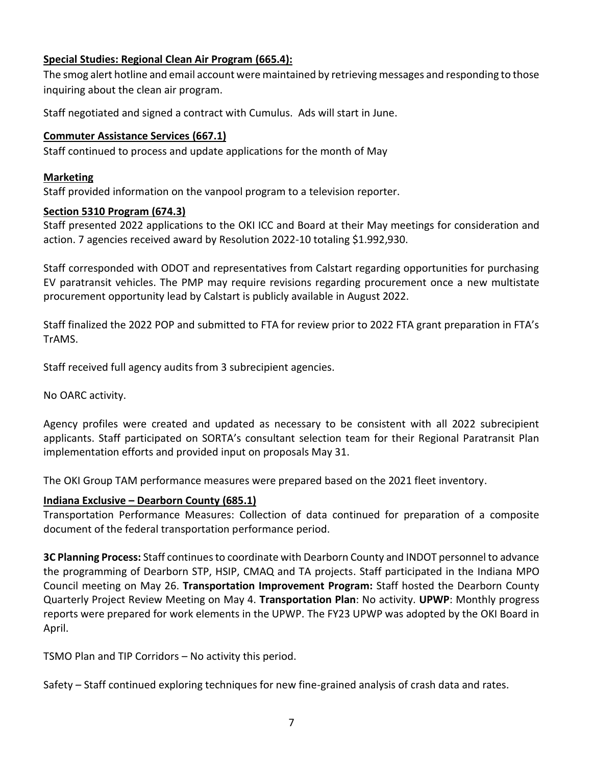**Special Studies: Regional Clean Air Program (665.4):**

The smog alert hotline and email account were maintained by retrieving messages and responding to those inquiring about the clean air program.

Staff negotiated and signed a contract with Cumulus. Ads will start in June.

**Commuter Assistance Services (667.1)**

Staff continued to process and update applications for the month of May

**Marketing**

Staff provided information on the vanpool program to a television reporter.

**Section 5310 Program (674.3)**

Staff presented 2022 applications to the OKI ICC and Board at their May meetings for consideration and action. 7 agencies received award by Resolution 2022-10 totaling $1.992,930.

Staff corresponded with ODOT and representatives from Calstart regarding opportunities for purchasing EV paratransit vehicles. The PMP may require revisions regarding procurement once a new multistate procurement opportunity lead by Calstart is publicly available in August 2022.

Staff finalized the 2022 POP and submitted to FTA for review prior to 2022 FTA grant preparation in FTA's TrAMS.

Staff received full agency audits from 3 subrecipient agencies.

No OARC activity.

Agency profiles were created and updated as necessary to be consistent with all 2022 subrecipient applicants. Staff participated on SORTA's consultant selection team for their Regional Paratransit Plan implementation efforts and provided input on proposals May 31.

The OKI Group TAM performance measures were prepared based on the 2021 fleet inventory.

**Indiana Exclusive – Dearborn County (685.1)**

Transportation Performance Measures: Collection of data continued for preparation of a composite document of the federal transportation performance period.

**3C Planning Process:** Staff continues to coordinate with Dearborn County and INDOT personnel to advance the programming of Dearborn STP, HSIP, CMAQ and TA projects. Staff participated in the Indiana MPO Council meeting on May 26. **Transportation Improvement Program:** Staff hosted the Dearborn County Quarterly Project Review Meeting on May 4. **Transportation Plan**: No activity. **UPWP**: Monthly progress reports were prepared for work elements in the UPWP. The FY23 UPWP was adopted by the OKI Board in April.

TSMO Plan and TIP Corridors – No activity this period.

Safety – Staff continued exploring techniques for new fine-grained analysis of crash data and rates.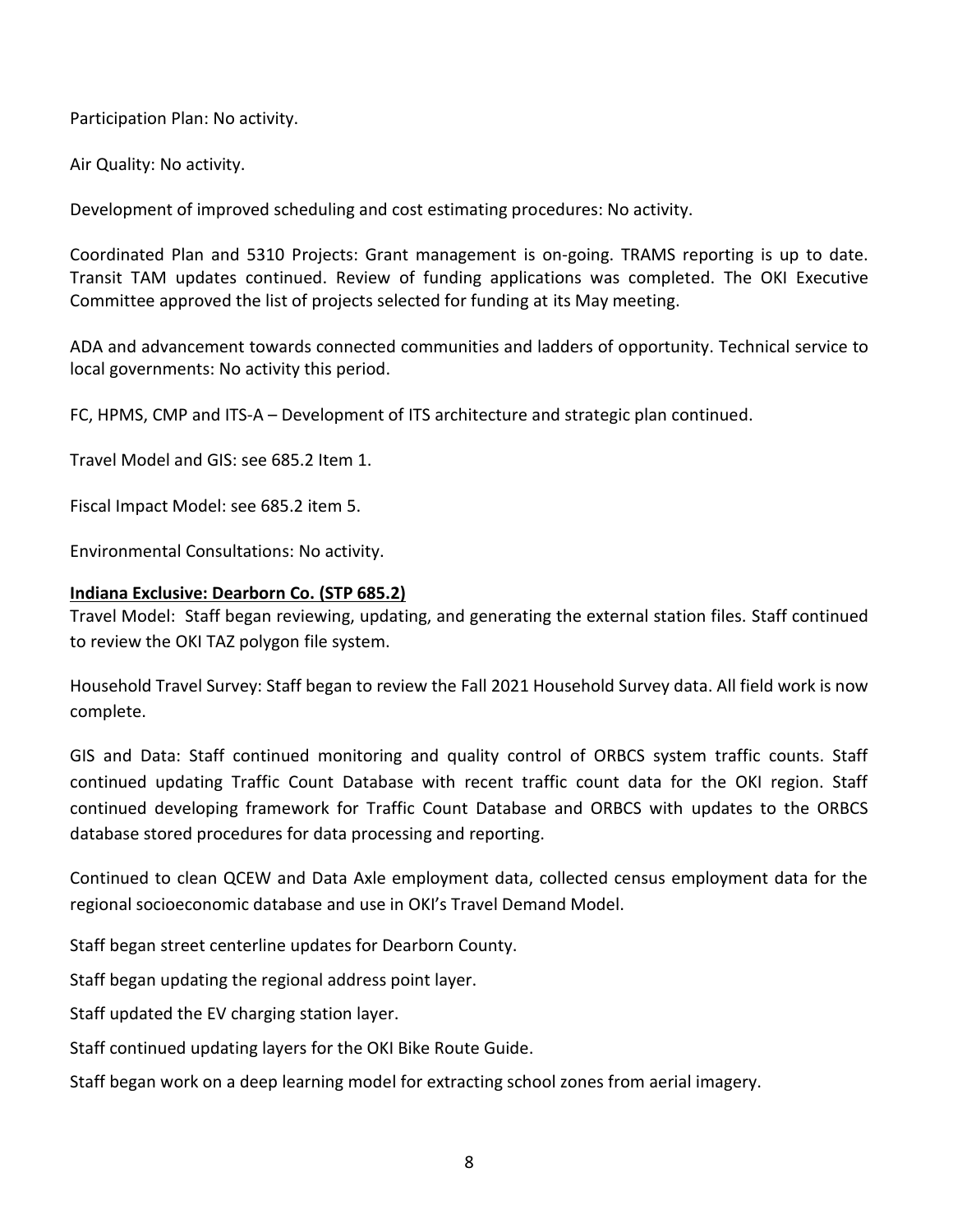Participation Plan: No activity.

Air Quality: No activity.

Development of improved scheduling and cost estimating procedures: No activity.

Coordinated Plan and 5310 Projects: Grant management is on-going. TRAMS reporting is up to date. Transit TAM updates continued. Review of funding applications was completed. The OKI Executive Committee approved the list of projects selected for funding at its May meeting.

ADA and advancement towards connected communities and ladders of opportunity. Technical service to local governments: No activity this period.

FC, HPMS, CMP and ITS-A – Development of ITS architecture and strategic plan continued.

Travel Model and GIS: see 685.2 Item 1.

Fiscal Impact Model: see 685.2 item 5.

Environmental Consultations: No activity.

**Indiana Exclusive: Dearborn Co. (STP 685.2)**

Travel Model: Staff began reviewing, updating, and generating the external station files. Staff continued to review the OKI TAZ polygon file system.

Household Travel Survey: Staff began to review the Fall 2021 Household Survey data. All field work is now complete.

GIS and Data: Staff continued monitoring and quality control of ORBCS system traffic counts. Staff continued updating Traffic Count Database with recent traffic count data for the OKI region. Staff continued developing framework for Traffic Count Database and ORBCS with updates to the ORBCS database stored procedures for data processing and reporting.

Continued to clean QCEW and Data Axle employment data, collected census employment data for the regional socioeconomic database and use in OKI's Travel Demand Model.

Staff began street centerline updates for Dearborn County.

Staff began updating the regional address point layer.

Staff updated the EV charging station layer.

Staff continued updating layers for the OKI Bike Route Guide.

Staff began work on a deep learning model for extracting school zones from aerial imagery.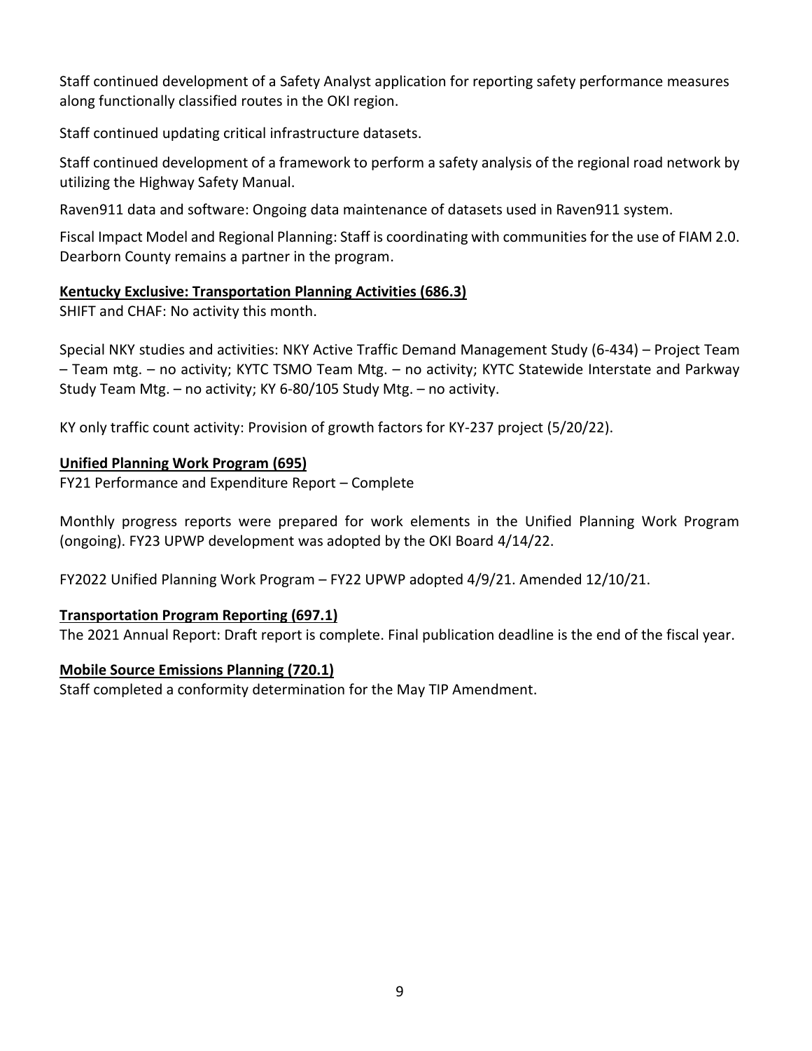Staff continued development of a Safety Analyst application for reporting safety performance measures along functionally classified routes in the OKI region.

Staff continued updating critical infrastructure datasets.

Staff continued development of a framework to perform a safety analysis of the regional road network by utilizing the Highway Safety Manual.

Raven911 data and software: Ongoing data maintenance of datasets used in Raven911 system.

Fiscal Impact Model and Regional Planning: Staff is coordinating with communities for the use of FIAM 2.0. Dearborn County remains a partner in the program.

**Kentucky Exclusive: Transportation Planning Activities (686.3)**

SHIFT and CHAF: No activity this month.

Special NKY studies and activities: NKY Active Traffic Demand Management Study (6-434) – Project Team – Team mtg. – no activity; KYTC TSMO Team Mtg. – no activity; KYTC Statewide Interstate and Parkway Study Team Mtg. – no activity; KY 6-80/105 Study Mtg. – no activity.

KY only traffic count activity: Provision of growth factors for KY-237 project (5/20/22).

**Unified Planning Work Program (695)**

FY21 Performance and Expenditure Report – Complete

Monthly progress reports were prepared for work elements in the Unified Planning Work Program (ongoing). FY23 UPWP development was adopted by the OKI Board 4/14/22.

FY2022 Unified Planning Work Program – FY22 UPWP adopted 4/9/21. Amended 12/10/21.

**Transportation Program Reporting (697.1)**

The 2021 Annual Report: Draft report is complete. Final publication deadline is the end of the fiscal year.

**Mobile Source Emissions Planning (720.1)**

Staff completed a conformity determination for the May TIP Amendment.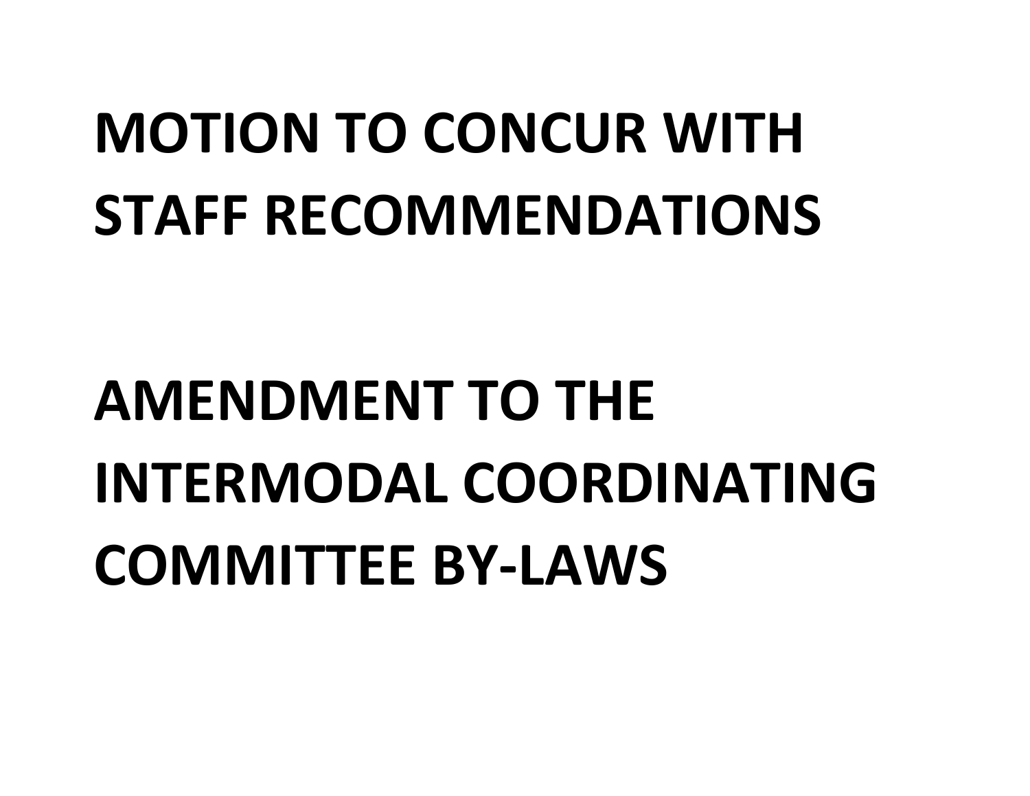# MOTION TO CONCUR WITH STAFF RECOMMENDATIONS

# AMENDMENT TO THE INTERMODAL COORDINATING COMMITTEE BY-LAWS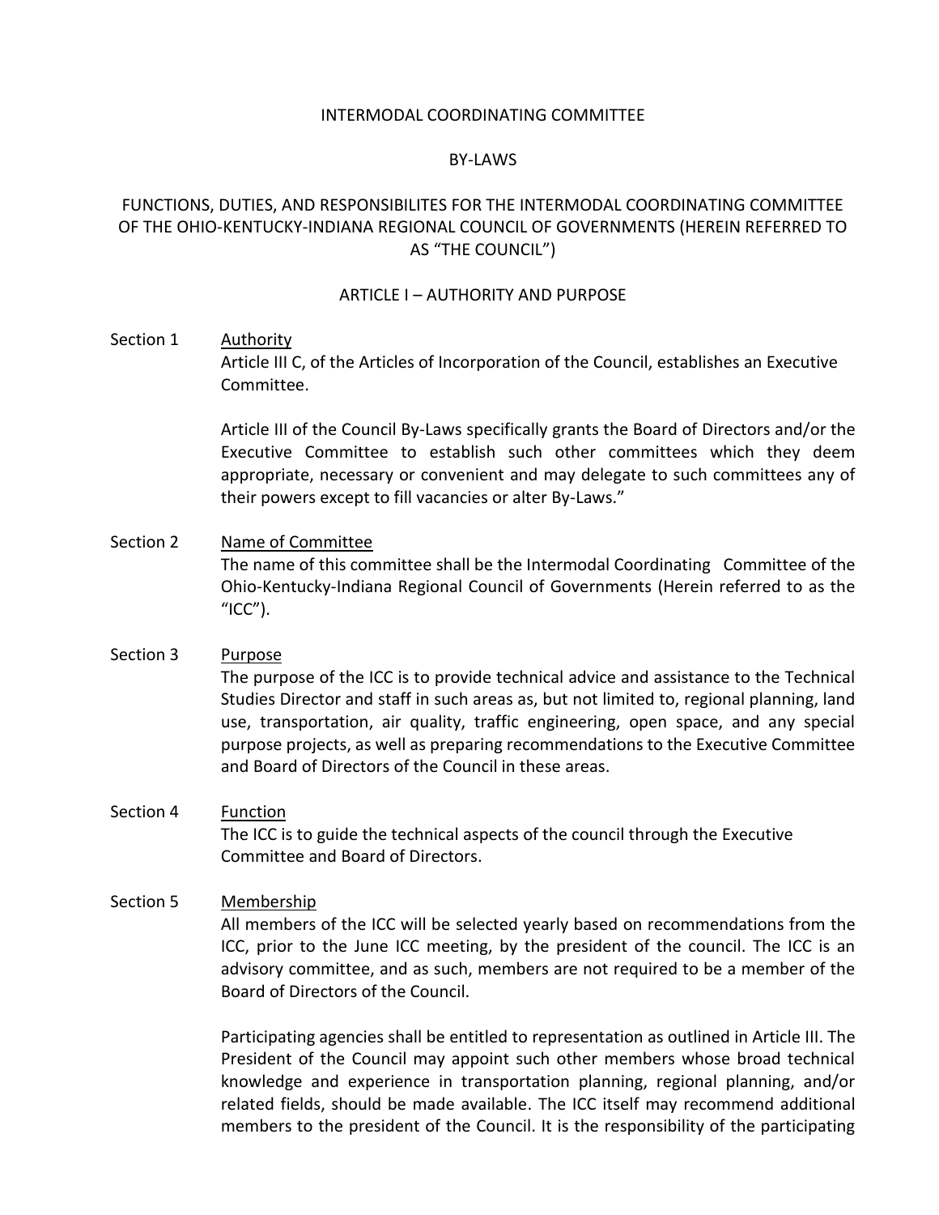INTERMODAL COORDINATING COMMITTEE

BY-LAWS

FUNCTIONS, DUTIES, AND RESPONSIBILITES FOR THE INTERMODAL COORDINATING COMMITTEE OF THE OHIO-KENTUCKY-INDIANA REGIONAL COUNCIL OF GOVERNMENTS (HEREIN REFERRED TO AS "THE COUNCIL")

## ARTICLE I – AUTHORITY AND PURPOSE

**Section 1** <u>Authority</u>

Article III C, of the Articles of Incorporation of the Council, establishes an Executive Committee.

Article III of the Council By-Laws specifically grants the Board of Directors and/or the Executive Committee to establish such other committees which they deem appropriate, necessary or convenient and may delegate to such committees any of their powers except to fill vacancies or alter By-Laws."

**Section 2** <u>Name of Committee</u>

The name of this committee shall be the Intermodal Coordinating Committee of the Ohio-Kentucky-Indiana Regional Council of Governments (Herein referred to as the "ICC").

**Section 3** <u>Purpose</u>

The purpose of the ICC is to provide technical advice and assistance to the Technical Studies Director and staff in such areas as, but not limited to, regional planning, land use, transportation, air quality, traffic engineering, open space, and any special purpose projects, as well as preparing recommendations to the Executive Committee and Board of Directors of the Council in these areas.

**Section 4** <u>Function</u>

The ICC is to guide the technical aspects of the council through the Executive Committee and Board of Directors.

**Section 5** <u>Membership</u>

All members of the ICC will be selected yearly based on recommendations from the ICC, prior to the June ICC meeting, by the president of the council. The ICC is an advisory committee, and as such, members are not required to be a member of the Board of Directors of the Council.

Participating agencies shall be entitled to representation as outlined in Article III. The President of the Council may appoint such other members whose broad technical knowledge and experience in transportation planning, regional planning, and/or related fields, should be made available. The ICC itself may recommend additional members to the president of the Council. It is the responsibility of the participating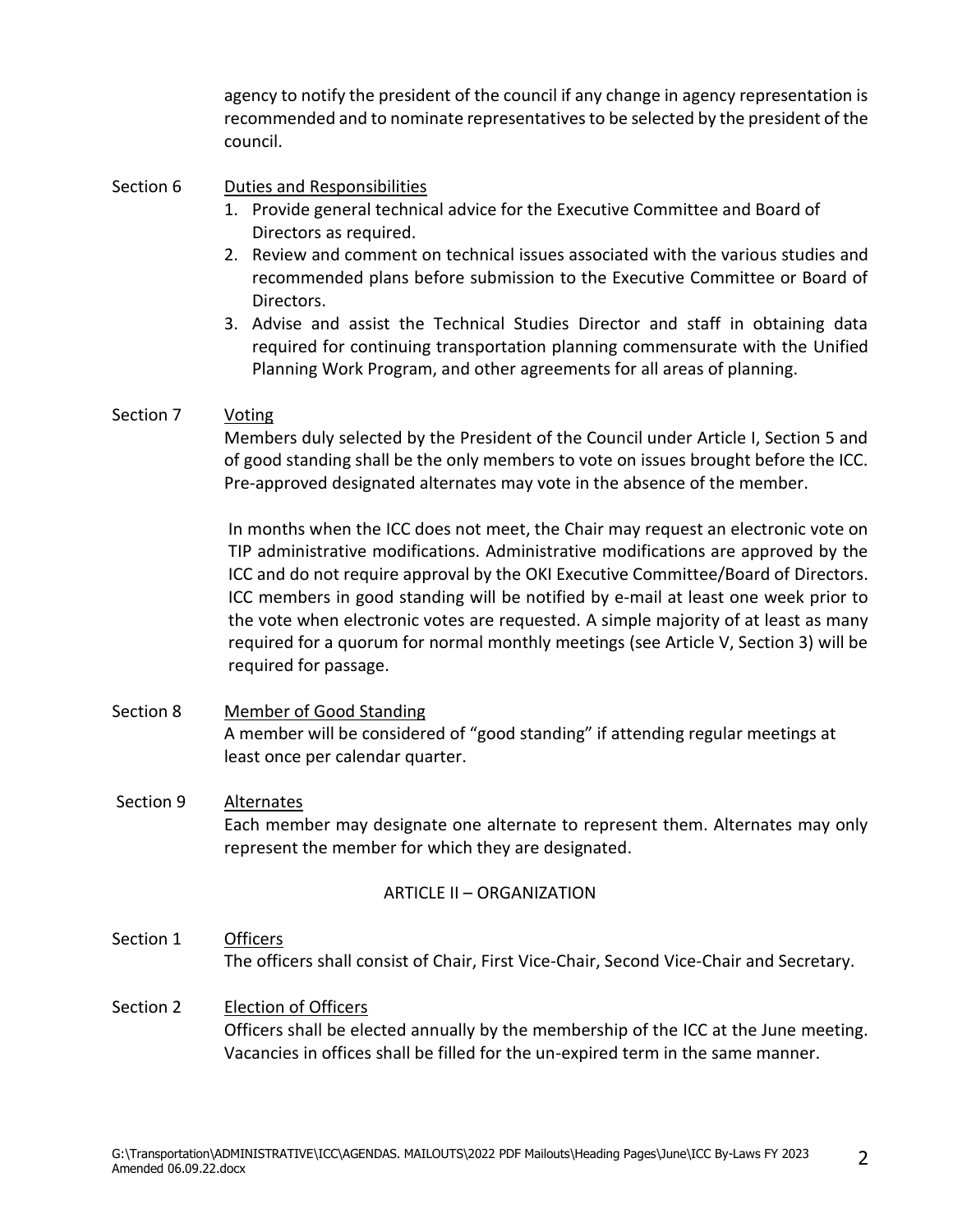agency to notify the president of the council if any change in agency representation is recommended and to nominate representatives to be selected by the president of the council.

Section 6 Duties and Responsibilities

1. Provide general technical advice for the Executive Committee and Board of Directors as required.
2. Review and comment on technical issues associated with the various studies and recommended plans before submission to the Executive Committee or Board of Directors.
3. Advise and assist the Technical Studies Director and staff in obtaining data required for continuing transportation planning commensurate with the Unified Planning Work Program, and other agreements for all areas of planning.

Section 7 Voting

Members duly selected by the President of the Council under Article I, Section 5 and of good standing shall be the only members to vote on issues brought before the ICC. Pre-approved designated alternates may vote in the absence of the member.

In months when the ICC does not meet, the Chair may request an electronic vote on TIP administrative modifications. Administrative modifications are approved by the ICC and do not require approval by the OKI Executive Committee/Board of Directors. ICC members in good standing will be notified by e-mail at least one week prior to the vote when electronic votes are requested. A simple majority of at least as many required for a quorum for normal monthly meetings (see Article V, Section 3) will be required for passage.

Section 8 Member of Good Standing

A member will be considered of "good standing" if attending regular meetings at least once per calendar quarter.

Section 9 Alternates

Each member may designate one alternate to represent them. Alternates may only represent the member for which they are designated.

## ARTICLE II – ORGANIZATION

Section 1 Officers

The officers shall consist of Chair, First Vice-Chair, Second Vice-Chair and Secretary.

Section 2 Election of Officers

Officers shall be elected annually by the membership of the ICC at the June meeting. Vacancies in offices shall be filled for the un-expired term in the same manner.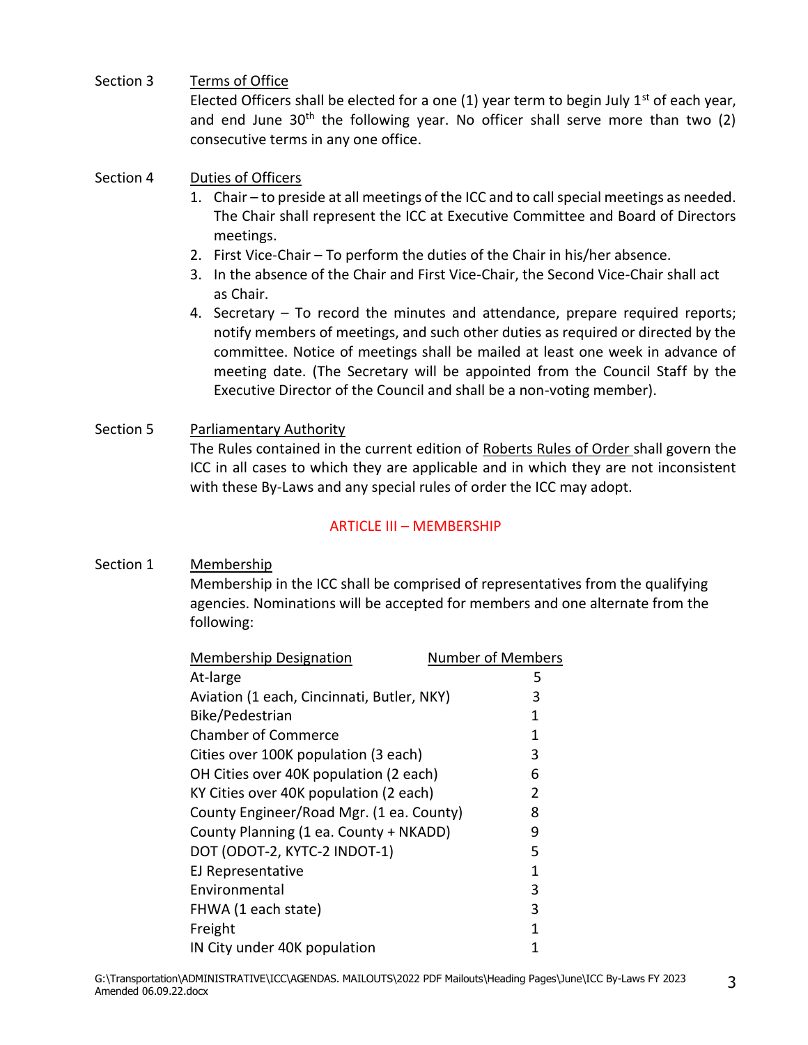Section 3 Terms of Office

Elected Officers shall be elected for a one (1) year term to begin July 1st of each year, and end June 30th the following year. No officer shall serve more than two (2) consecutive terms in any one office.

Section 4 Duties of Officers

1. Chair – to preside at all meetings of the ICC and to call special meetings as needed. The Chair shall represent the ICC at Executive Committee and Board of Directors meetings.
2. First Vice-Chair – To perform the duties of the Chair in his/her absence.
3. In the absence of the Chair and First Vice-Chair, the Second Vice-Chair shall act as Chair.
4. Secretary – To record the minutes and attendance, prepare required reports; notify members of meetings, and such other duties as required or directed by the committee. Notice of meetings shall be mailed at least one week in advance of meeting date. (The Secretary will be appointed from the Council Staff by the Executive Director of the Council and shall be a non-voting member).

Section 5 Parliamentary Authority

The Rules contained in the current edition of Roberts Rules of Order shall govern the ICC in all cases to which they are applicable and in which they are not inconsistent with these By-Laws and any special rules of order the ICC may adopt.

## ARTICLE III – MEMBERSHIP

Section 1 Membership

Membership in the ICC shall be comprised of representatives from the qualifying agencies. Nominations will be accepted for members and one alternate from the following:

| Membership Designation | Number of Members |
|---|---|
| At-large | 5 |
| Aviation (1 each, Cincinnati, Butler, NKY) | 3 |
| Bike/Pedestrian | 1 |
| Chamber of Commerce | 1 |
| Cities over 100K population (3 each) | 3 |
| OH Cities over 40K population (2 each) | 6 |
| KY Cities over 40K population (2 each) | 2 |
| County Engineer/Road Mgr. (1 ea. County) | 8 |
| County Planning (1 ea. County + NKADD) | 9 |
| DOT (ODOT-2, KYTC-2 INDOT-1) | 5 |
| EJ Representative | 1 |
| Environmental | 3 |
| FHWA (1 each state) | 3 |
| Freight | 1 |
| IN City under 40K population | 1 |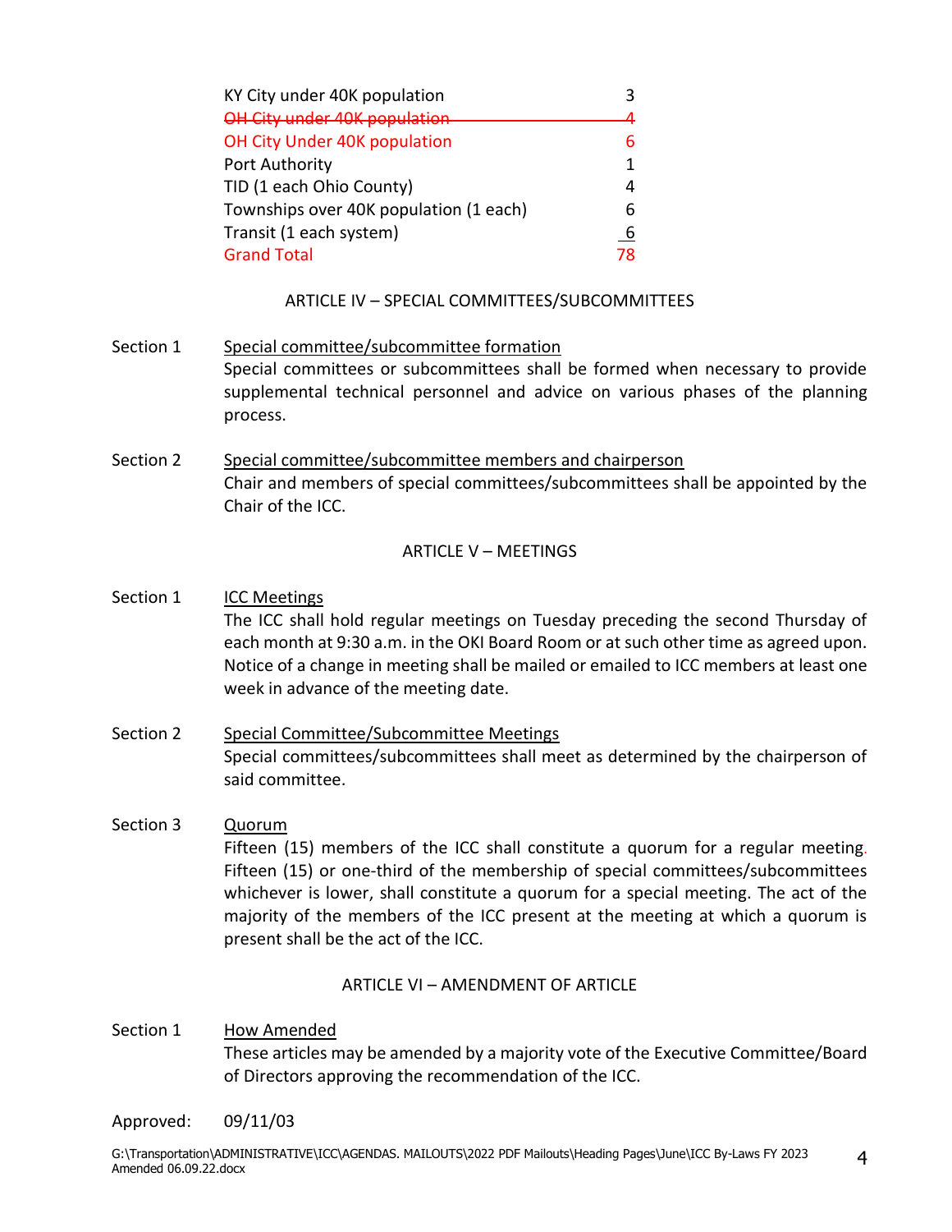| | |
|---|---|
| KY City under 40K population | 3 |
| ~~OH City under 40K population~~ | ~~4~~ |
| OH City Under 40K population | 6 |
| Port Authority | 1 |
| TID (1 each Ohio County) | 4 |
| Townships over 40K population (1 each) | 6 |
| Transit (1 each system) | 6 |
| Grand Total | 78 |

## ARTICLE IV – SPECIAL COMMITTEES/SUBCOMMITTEES

Section 1 Special committee/subcommittee formation

Special committees or subcommittees shall be formed when necessary to provide supplemental technical personnel and advice on various phases of the planning process.

Section 2 Special committee/subcommittee members and chairperson

Chair and members of special committees/subcommittees shall be appointed by the Chair of the ICC.

## ARTICLE V – MEETINGS

Section 1 ICC Meetings

The ICC shall hold regular meetings on Tuesday preceding the second Thursday of each month at 9:30 a.m. in the OKI Board Room or at such other time as agreed upon. Notice of a change in meeting shall be mailed or emailed to ICC members at least one week in advance of the meeting date.

Section 2 Special Committee/Subcommittee Meetings

Special committees/subcommittees shall meet as determined by the chairperson of said committee.

Section 3 Quorum

Fifteen (15) members of the ICC shall constitute a quorum for a regular meeting. Fifteen (15) or one-third of the membership of special committees/subcommittees whichever is lower, shall constitute a quorum for a special meeting. The act of the majority of the members of the ICC present at the meeting at which a quorum is present shall be the act of the ICC.

## ARTICLE VI – AMENDMENT OF ARTICLE

Section 1 How Amended

These articles may be amended by a majority vote of the Executive Committee/Board of Directors approving the recommendation of the ICC.

Approved: 09/11/03

G:\Transportation\ADMINISTRATIVE\ICC\AGENDAS. MAILOUTS\2022 PDF Mailouts\Heading Pages\June\ICC By-Laws FY 2023 Amended 06.09.22.docx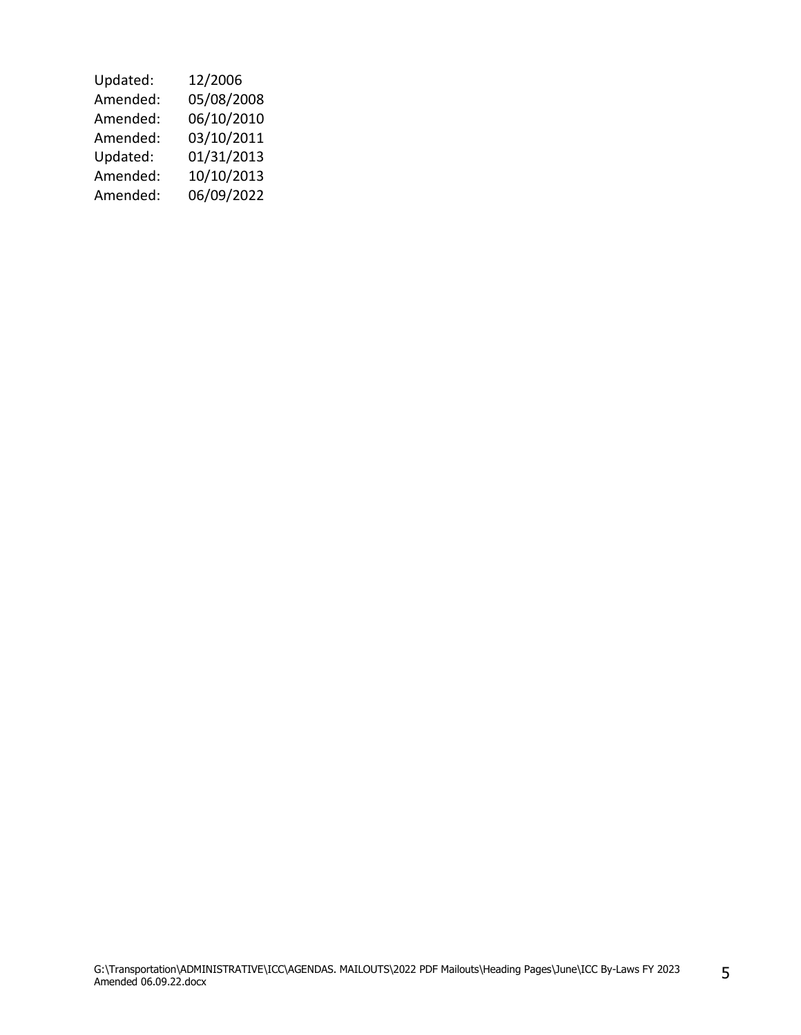| | |
|---|---|
| Updated: | 12/2006 |
| Amended: | 05/08/2008 |
| Amended: | 06/10/2010 |
| Amended: | 03/10/2011 |
| Updated: | 01/31/2013 |
| Amended: | 10/10/2013 |
| Amended: | 06/09/2022 |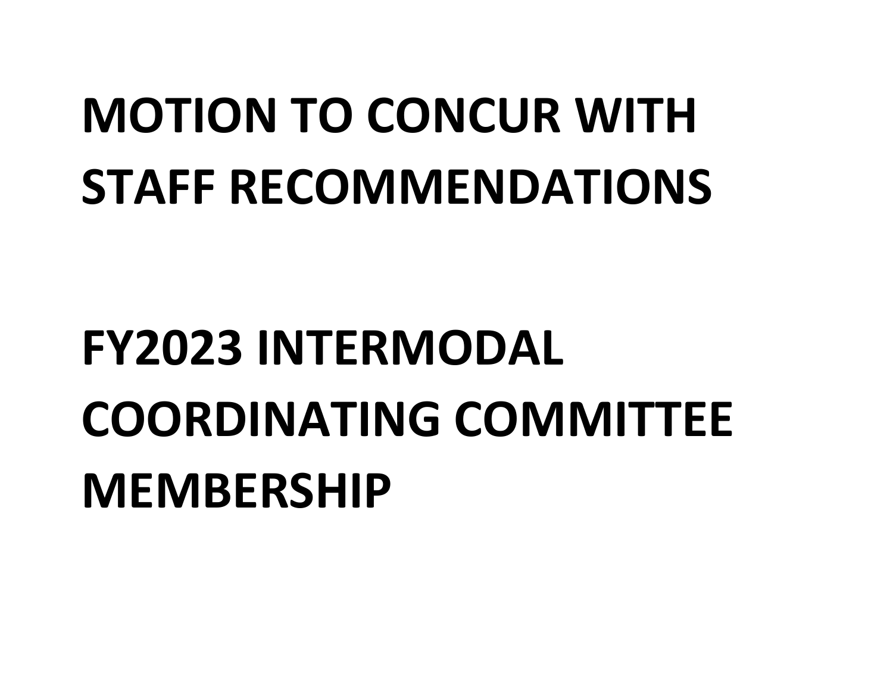# MOTION TO CONCUR WITH STAFF RECOMMENDATIONS

# FY2023 INTERMODAL COORDINATING COMMITTEE MEMBERSHIP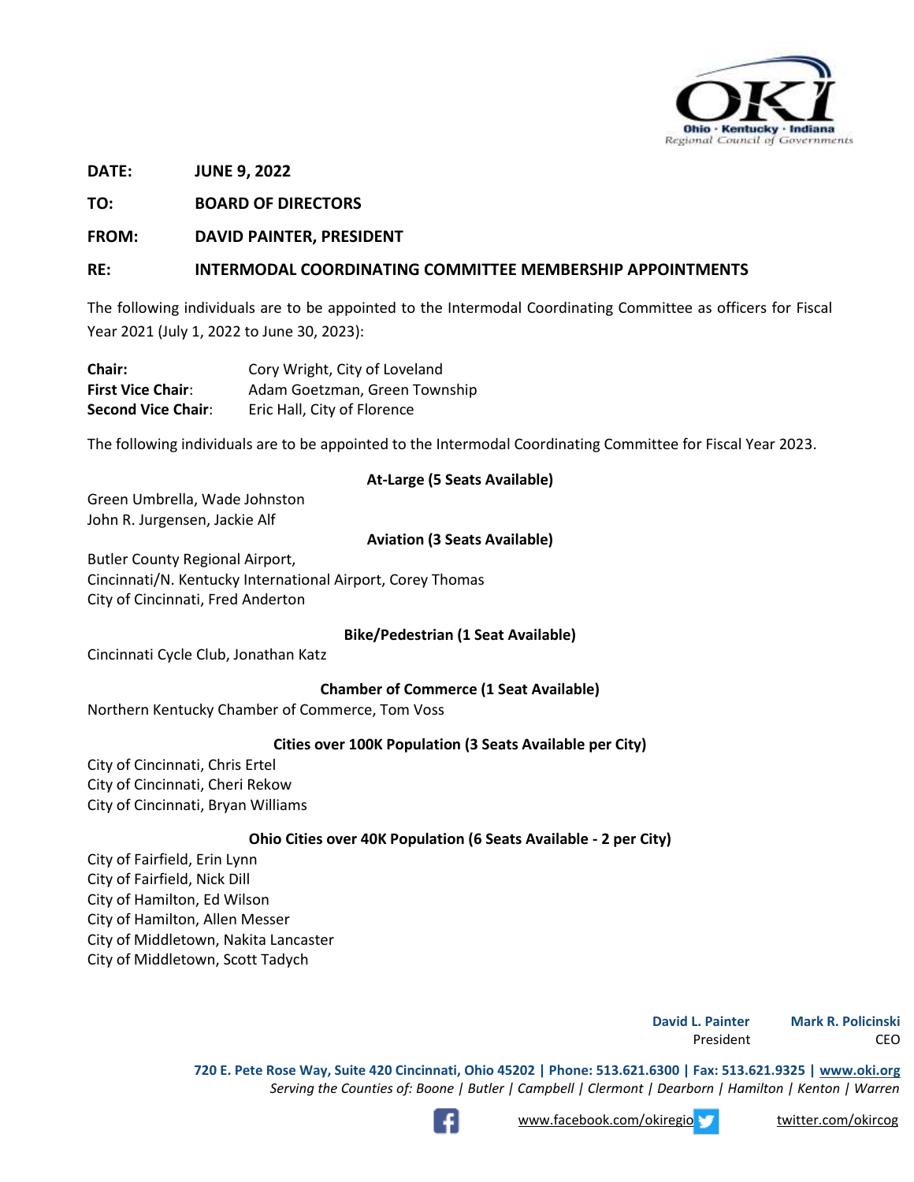**DATE:** JUNE 9, 2022

**TO:** BOARD OF DIRECTORS

**FROM:** DAVID PAINTER, PRESIDENT

**RE:** INTERMODAL COORDINATING COMMITTEE MEMBERSHIP APPOINTMENTS

The following individuals are to be appointed to the Intermodal Coordinating Committee as officers for Fiscal Year 2021 (July 1, 2022 to June 30, 2023):

**Chair:** Cory Wright, City of Loveland
**First Vice Chair**: Adam Goetzman, Green Township
**Second Vice Chair**: Eric Hall, City of Florence

The following individuals are to be appointed to the Intermodal Coordinating Committee for Fiscal Year 2023.

**At-Large (5 Seats Available)**

Green Umbrella, Wade Johnston
John R. Jurgensen, Jackie Alf

**Aviation (3 Seats Available)**

Butler County Regional Airport,
Cincinnati/N. Kentucky International Airport, Corey Thomas
City of Cincinnati, Fred Anderton

**Bike/Pedestrian (1 Seat Available)**

Cincinnati Cycle Club, Jonathan Katz

**Chamber of Commerce (1 Seat Available)**

Northern Kentucky Chamber of Commerce, Tom Voss

**Cities over 100K Population (3 Seats Available per City)**

City of Cincinnati, Chris Ertel
City of Cincinnati, Cheri Rekow
City of Cincinnati, Bryan Williams

**Ohio Cities over 40K Population (6 Seats Available - 2 per City)**

City of Fairfield, Erin Lynn
City of Fairfield, Nick Dill
City of Hamilton, Ed Wilson
City of Hamilton, Allen Messer
City of Middletown, Nakita Lancaster
City of Middletown, Scott Tadych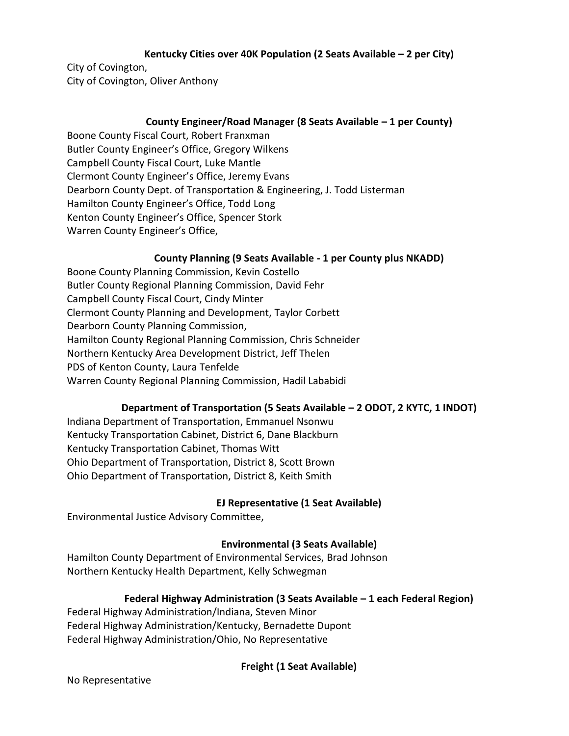**Kentucky Cities over 40K Population (2 Seats Available – 2 per City)**

City of Covington,
City of Covington, Oliver Anthony

**County Engineer/Road Manager (8 Seats Available – 1 per County)**

Boone County Fiscal Court, Robert Franxman
Butler County Engineer's Office, Gregory Wilkens
Campbell County Fiscal Court, Luke Mantle
Clermont County Engineer's Office, Jeremy Evans
Dearborn County Dept. of Transportation & Engineering, J. Todd Listerman
Hamilton County Engineer's Office, Todd Long
Kenton County Engineer's Office, Spencer Stork
Warren County Engineer's Office,

**County Planning (9 Seats Available - 1 per County plus NKADD)**

Boone County Planning Commission, Kevin Costello
Butler County Regional Planning Commission, David Fehr
Campbell County Fiscal Court, Cindy Minter
Clermont County Planning and Development, Taylor Corbett
Dearborn County Planning Commission,
Hamilton County Regional Planning Commission, Chris Schneider
Northern Kentucky Area Development District, Jeff Thelen
PDS of Kenton County, Laura Tenfelde
Warren County Regional Planning Commission, Hadil Lababidi

**Department of Transportation (5 Seats Available – 2 ODOT, 2 KYTC, 1 INDOT)**

Indiana Department of Transportation, Emmanuel Nsonwu
Kentucky Transportation Cabinet, District 6, Dane Blackburn
Kentucky Transportation Cabinet, Thomas Witt
Ohio Department of Transportation, District 8, Scott Brown
Ohio Department of Transportation, District 8, Keith Smith

**EJ Representative (1 Seat Available)**

Environmental Justice Advisory Committee,

**Environmental (3 Seats Available)**

Hamilton County Department of Environmental Services, Brad Johnson
Northern Kentucky Health Department, Kelly Schwegman

**Federal Highway Administration (3 Seats Available – 1 each Federal Region)**

Federal Highway Administration/Indiana, Steven Minor
Federal Highway Administration/Kentucky, Bernadette Dupont
Federal Highway Administration/Ohio, No Representative

**Freight (1 Seat Available)**

No Representative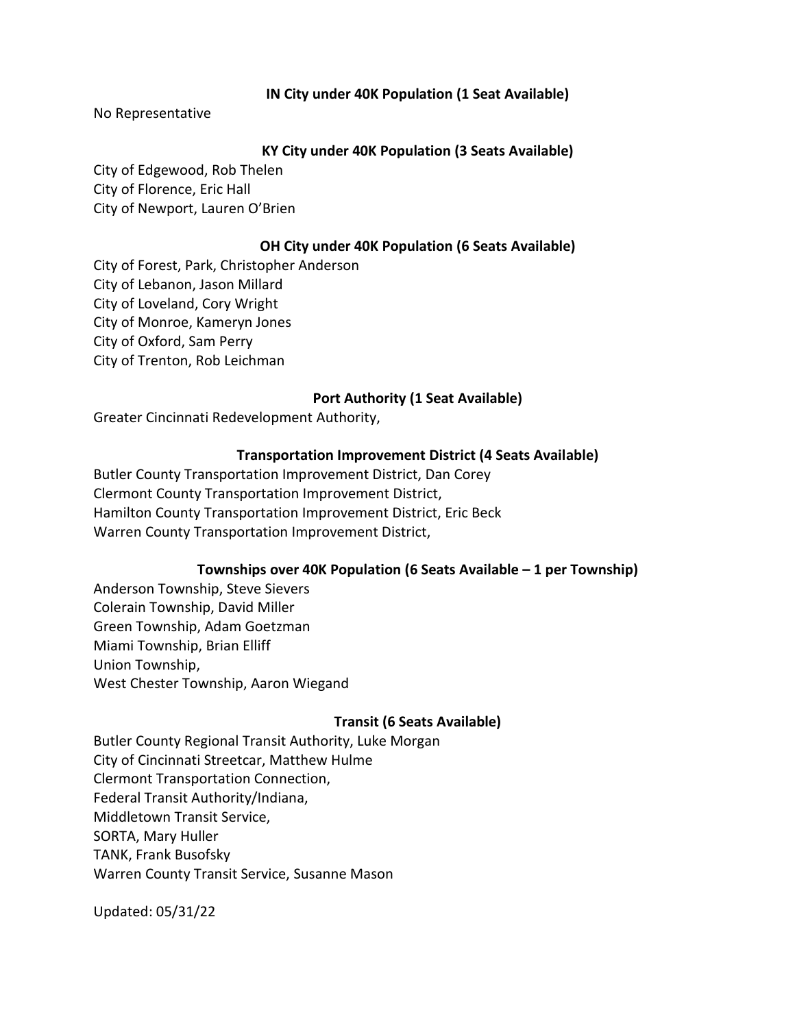**IN City under 40K Population (1 Seat Available)**

No Representative

**KY City under 40K Population (3 Seats Available)**

City of Edgewood, Rob Thelen
City of Florence, Eric Hall
City of Newport, Lauren O'Brien

**OH City under 40K Population (6 Seats Available)**

City of Forest, Park, Christopher Anderson
City of Lebanon, Jason Millard
City of Loveland, Cory Wright
City of Monroe, Kameryn Jones
City of Oxford, Sam Perry
City of Trenton, Rob Leichman

**Port Authority (1 Seat Available)**

Greater Cincinnati Redevelopment Authority,

**Transportation Improvement District (4 Seats Available)**

Butler County Transportation Improvement District, Dan Corey
Clermont County Transportation Improvement District,
Hamilton County Transportation Improvement District, Eric Beck
Warren County Transportation Improvement District,

**Townships over 40K Population (6 Seats Available – 1 per Township)**

Anderson Township, Steve Sievers
Colerain Township, David Miller
Green Township, Adam Goetzman
Miami Township, Brian Elliff
Union Township,
West Chester Township, Aaron Wiegand

**Transit (6 Seats Available)**

Butler County Regional Transit Authority, Luke Morgan
City of Cincinnati Streetcar, Matthew Hulme
Clermont Transportation Connection,
Federal Transit Authority/Indiana,
Middletown Transit Service,
SORTA, Mary Huller
TANK, Frank Busofsky
Warren County Transit Service, Susanne Mason

Updated: 05/31/22